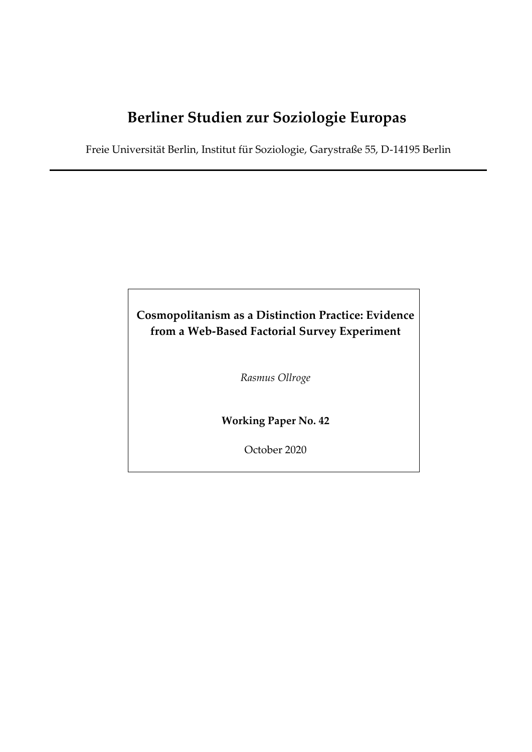# Berliner Studien zur Soziologie Europas

Freie Universität Berlin, Institut für Soziologie, Garystraße 55, D-14195 Berlin

---

## Cosmopolitanism as a Distinction Practice: Evidence from a Web-Based Factorial Survey Experiment

*Rasmus Ollroge*

**Working Paper No. 42**

October 2020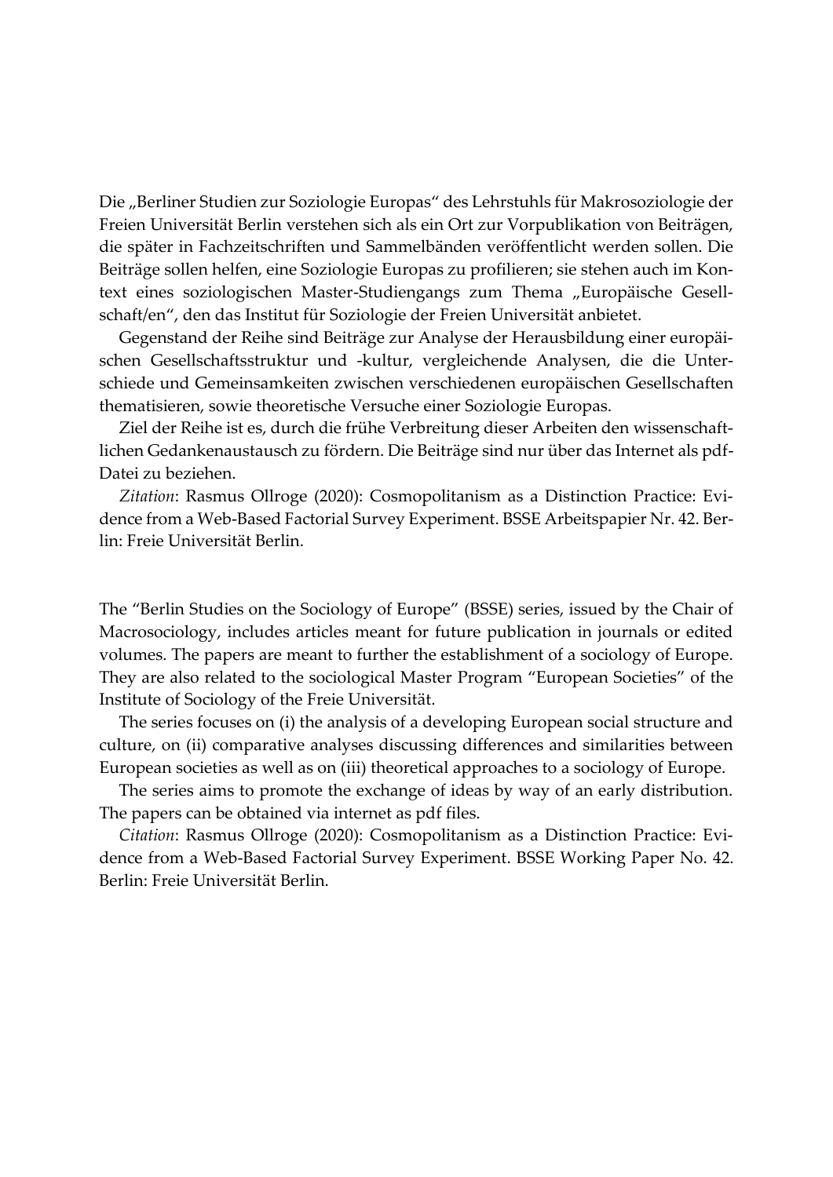Die „Berliner Studien zur Soziologie Europas" des Lehrstuhls für Makrosoziologie der Freien Universität Berlin verstehen sich als ein Ort zur Vorpublikation von Beiträgen, die später in Fachzeitschriften und Sammelbänden veröffentlicht werden sollen. Die Beiträge sollen helfen, eine Soziologie Europas zu profilieren; sie stehen auch im Kontext eines soziologischen Master-Studiengangs zum Thema „Europäische Gesellschaft/en", den das Institut für Soziologie der Freien Universität anbietet.

Gegenstand der Reihe sind Beiträge zur Analyse der Herausbildung einer europäischen Gesellschaftsstruktur und -kultur, vergleichende Analysen, die die Unterschiede und Gemeinsamkeiten zwischen verschiedenen europäischen Gesellschaften thematisieren, sowie theoretische Versuche einer Soziologie Europas.

Ziel der Reihe ist es, durch die frühe Verbreitung dieser Arbeiten den wissenschaftlichen Gedankenaustausch zu fördern. Die Beiträge sind nur über das Internet als pdf-Datei zu beziehen.

*Zitation*: Rasmus Ollroge (2020): Cosmopolitanism as a Distinction Practice: Evidence from a Web-Based Factorial Survey Experiment. BSSE Arbeitspapier Nr. 42. Berlin: Freie Universität Berlin.

The "Berlin Studies on the Sociology of Europe" (BSSE) series, issued by the Chair of Macrosociology, includes articles meant for future publication in journals or edited volumes. The papers are meant to further the establishment of a sociology of Europe. They are also related to the sociological Master Program "European Societies" of the Institute of Sociology of the Freie Universität.

The series focuses on (i) the analysis of a developing European social structure and culture, on (ii) comparative analyses discussing differences and similarities between European societies as well as on (iii) theoretical approaches to a sociology of Europe.

The series aims to promote the exchange of ideas by way of an early distribution. The papers can be obtained via internet as pdf files.

*Citation*: Rasmus Ollroge (2020): Cosmopolitanism as a Distinction Practice: Evidence from a Web-Based Factorial Survey Experiment. BSSE Working Paper No. 42. Berlin: Freie Universität Berlin.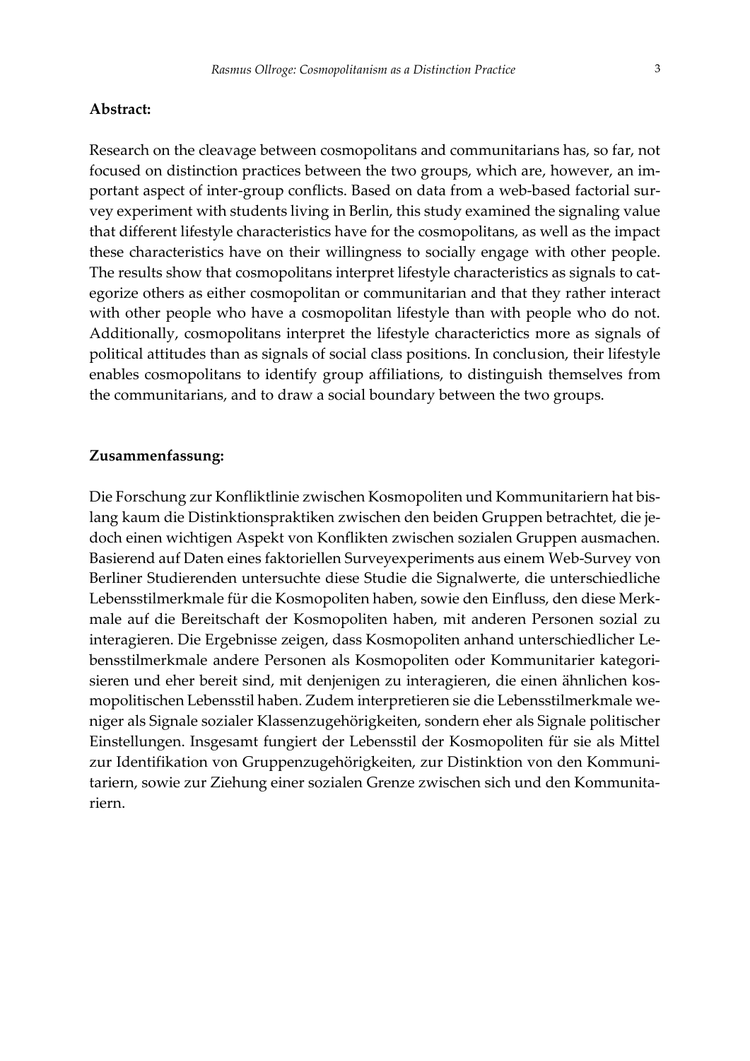**Abstract:**

Research on the cleavage between cosmopolitans and communitarians has, so far, not focused on distinction practices between the two groups, which are, however, an important aspect of inter-group conflicts. Based on data from a web-based factorial survey experiment with students living in Berlin, this study examined the signaling value that different lifestyle characteristics have for the cosmopolitans, as well as the impact these characteristics have on their willingness to socially engage with other people. The results show that cosmopolitans interpret lifestyle characteristics as signals to categorize others as either cosmopolitan or communitarian and that they rather interact with other people who have a cosmopolitan lifestyle than with people who do not. Additionally, cosmopolitans interpret the lifestyle characterictics more as signals of political attitudes than as signals of social class positions. In conclusion, their lifestyle enables cosmopolitans to identify group affiliations, to distinguish themselves from the communitarians, and to draw a social boundary between the two groups.

**Zusammenfassung:**

Die Forschung zur Konfliktlinie zwischen Kosmopoliten und Kommunitariern hat bislang kaum die Distinktionspraktiken zwischen den beiden Gruppen betrachtet, die jedoch einen wichtigen Aspekt von Konflikten zwischen sozialen Gruppen ausmachen. Basierend auf Daten eines faktoriellen Surveyexperiments aus einem Web-Survey von Berliner Studierenden untersuchte diese Studie die Signalwerte, die unterschiedliche Lebensstilmerkmale für die Kosmopoliten haben, sowie den Einfluss, den diese Merkmale auf die Bereitschaft der Kosmopoliten haben, mit anderen Personen sozial zu interagieren. Die Ergebnisse zeigen, dass Kosmopoliten anhand unterschiedlicher Lebensstilmerkmale andere Personen als Kosmopoliten oder Kommunitarier kategorisieren und eher bereit sind, mit denjenigen zu interagieren, die einen ähnlichen kosmopolitischen Lebensstil haben. Zudem interpretieren sie die Lebensstilmerkmale weniger als Signale sozialer Klassenzugehörigkeiten, sondern eher als Signale politischer Einstellungen. Insgesamt fungiert der Lebensstil der Kosmopoliten für sie als Mittel zur Identifikation von Gruppenzugehörigkeiten, zur Distinktion von den Kommunitariern, sowie zur Ziehung einer sozialen Grenze zwischen sich und den Kommunitariern.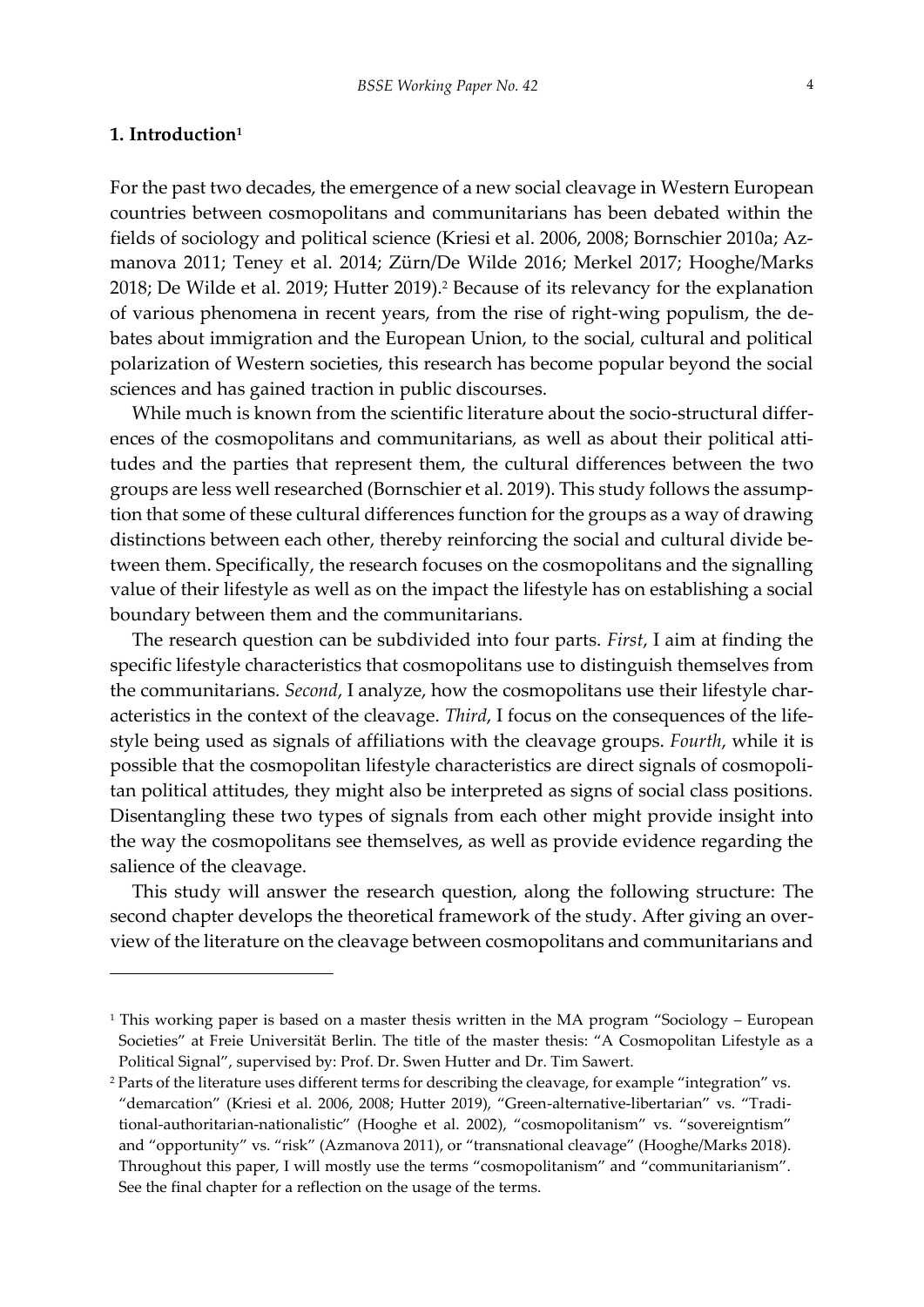## 1. Introduction[1]

For the past two decades, the emergence of a new social cleavage in Western European countries between cosmopolitans and communitarians has been debated within the fields of sociology and political science (Kriesi et al. 2006, 2008; Bornschier 2010a; Azmanova 2011; Teney et al. 2014; Zürn/De Wilde 2016; Merkel 2017; Hooghe/Marks 2018; De Wilde et al. 2019; Hutter 2019).[2] Because of its relevancy for the explanation of various phenomena in recent years, from the rise of right-wing populism, the debates about immigration and the European Union, to the social, cultural and political polarization of Western societies, this research has become popular beyond the social sciences and has gained traction in public discourses.

While much is known from the scientific literature about the socio-structural differences of the cosmopolitans and communitarians, as well as about their political attitudes and the parties that represent them, the cultural differences between the two groups are less well researched (Bornschier et al. 2019). This study follows the assumption that some of these cultural differences function for the groups as a way of drawing distinctions between each other, thereby reinforcing the social and cultural divide between them. Specifically, the research focuses on the cosmopolitans and the signalling value of their lifestyle as well as on the impact the lifestyle has on establishing a social boundary between them and the communitarians.

The research question can be subdivided into four parts. *First*, I aim at finding the specific lifestyle characteristics that cosmopolitans use to distinguish themselves from the communitarians. *Second*, I analyze, how the cosmopolitans use their lifestyle characteristics in the context of the cleavage. *Third*, I focus on the consequences of the lifestyle being used as signals of affiliations with the cleavage groups. *Fourth*, while it is possible that the cosmopolitan lifestyle characteristics are direct signals of cosmopolitan political attitudes, they might also be interpreted as signs of social class positions. Disentangling these two types of signals from each other might provide insight into the way the cosmopolitans see themselves, as well as provide evidence regarding the salience of the cleavage.

This study will answer the research question, along the following structure: The second chapter develops the theoretical framework of the study. After giving an overview of the literature on the cleavage between cosmopolitans and communitarians and

---

[1] This working paper is based on a master thesis written in the MA program "Sociology – European Societies" at Freie Universität Berlin. The title of the master thesis: "A Cosmopolitan Lifestyle as a Political Signal", supervised by: Prof. Dr. Swen Hutter and Dr. Tim Sawert.

[2] Parts of the literature uses different terms for describing the cleavage, for example "integration" vs. "demarcation" (Kriesi et al. 2006, 2008; Hutter 2019), "Green-alternative-libertarian" vs. "Traditional-authoritarian-nationalistic" (Hooghe et al. 2002), "cosmopolitanism" vs. "sovereigntism" and "opportunity" vs. "risk" (Azmanova 2011), or "transnational cleavage" (Hooghe/Marks 2018). Throughout this paper, I will mostly use the terms "cosmopolitanism" and "communitarianism". See the final chapter for a reflection on the usage of the terms.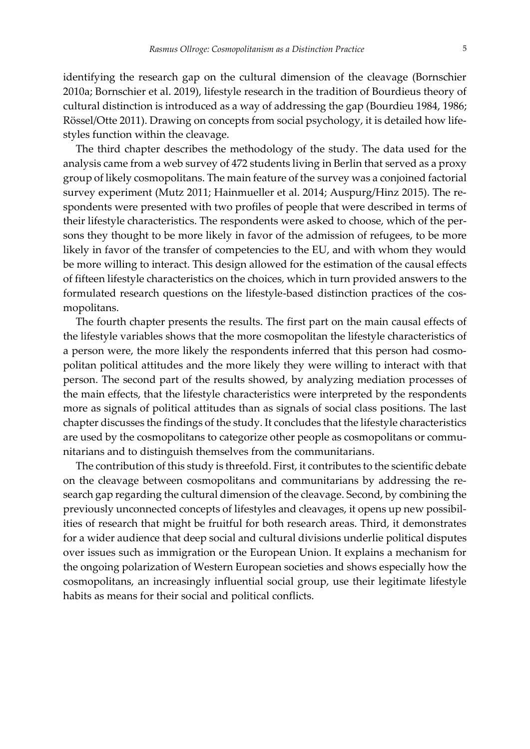identifying the research gap on the cultural dimension of the cleavage (Bornschier 2010a; Bornschier et al. 2019), lifestyle research in the tradition of Bourdieus theory of cultural distinction is introduced as a way of addressing the gap (Bourdieu 1984, 1986; Rössel/Otte 2011). Drawing on concepts from social psychology, it is detailed how lifestyles function within the cleavage.

The third chapter describes the methodology of the study. The data used for the analysis came from a web survey of 472 students living in Berlin that served as a proxy group of likely cosmopolitans. The main feature of the survey was a conjoined factorial survey experiment (Mutz 2011; Hainmueller et al. 2014; Auspurg/Hinz 2015). The respondents were presented with two profiles of people that were described in terms of their lifestyle characteristics. The respondents were asked to choose, which of the persons they thought to be more likely in favor of the admission of refugees, to be more likely in favor of the transfer of competencies to the EU, and with whom they would be more willing to interact. This design allowed for the estimation of the causal effects of fifteen lifestyle characteristics on the choices, which in turn provided answers to the formulated research questions on the lifestyle-based distinction practices of the cosmopolitans.

The fourth chapter presents the results. The first part on the main causal effects of the lifestyle variables shows that the more cosmopolitan the lifestyle characteristics of a person were, the more likely the respondents inferred that this person had cosmopolitan political attitudes and the more likely they were willing to interact with that person. The second part of the results showed, by analyzing mediation processes of the main effects, that the lifestyle characteristics were interpreted by the respondents more as signals of political attitudes than as signals of social class positions. The last chapter discusses the findings of the study. It concludes that the lifestyle characteristics are used by the cosmopolitans to categorize other people as cosmopolitans or communitarians and to distinguish themselves from the communitarians.

The contribution of this study is threefold. First, it contributes to the scientific debate on the cleavage between cosmopolitans and communitarians by addressing the research gap regarding the cultural dimension of the cleavage. Second, by combining the previously unconnected concepts of lifestyles and cleavages, it opens up new possibilities of research that might be fruitful for both research areas. Third, it demonstrates for a wider audience that deep social and cultural divisions underlie political disputes over issues such as immigration or the European Union. It explains a mechanism for the ongoing polarization of Western European societies and shows especially how the cosmopolitans, an increasingly influential social group, use their legitimate lifestyle habits as means for their social and political conflicts.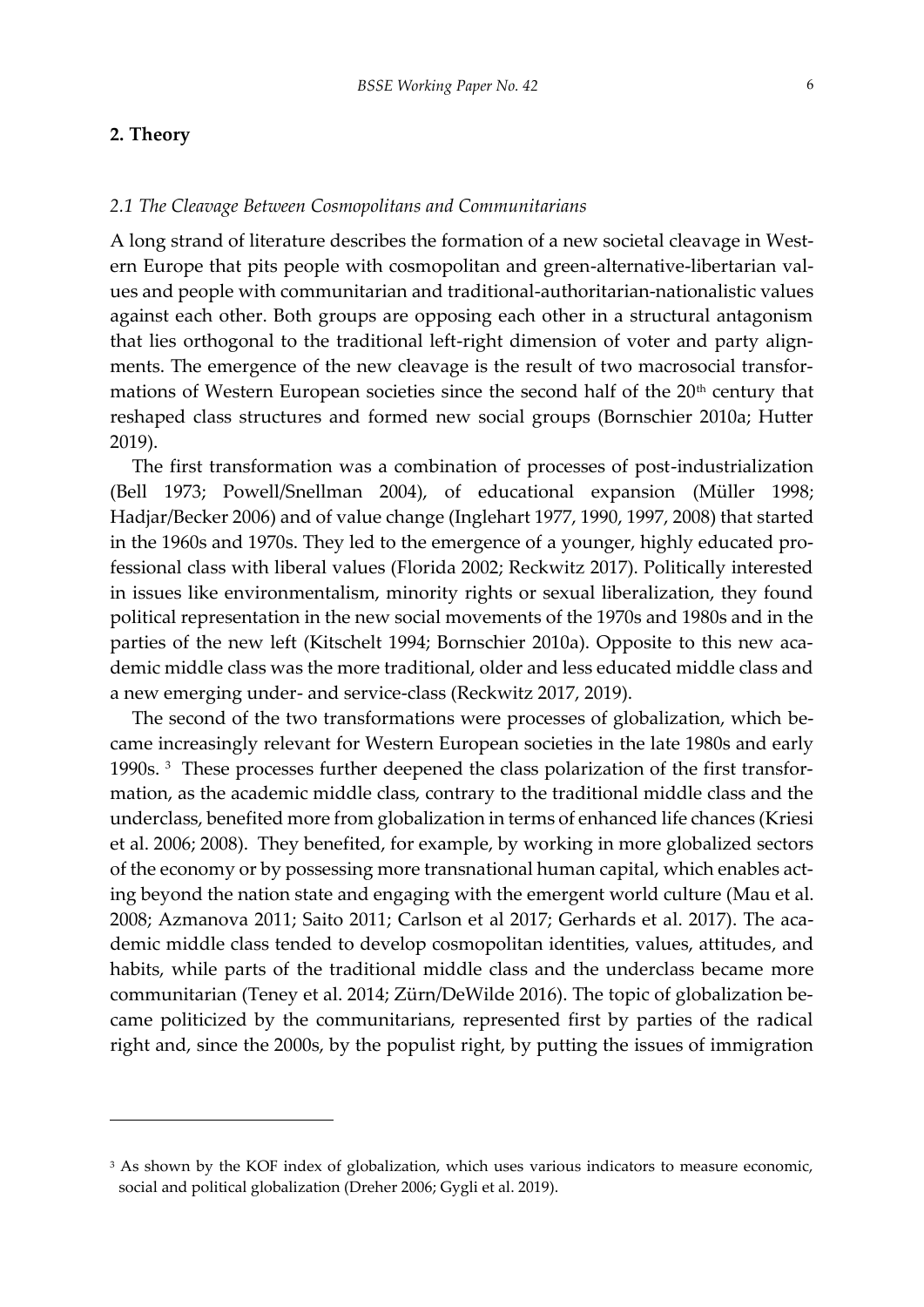## 2. Theory

### *2.1 The Cleavage Between Cosmopolitans and Communitarians*

A long strand of literature describes the formation of a new societal cleavage in Western Europe that pits people with cosmopolitan and green-alternative-libertarian values and people with communitarian and traditional-authoritarian-nationalistic values against each other. Both groups are opposing each other in a structural antagonism that lies orthogonal to the traditional left-right dimension of voter and party alignments. The emergence of the new cleavage is the result of two macrosocial transformations of Western European societies since the second half of the 20th century that reshaped class structures and formed new social groups (Bornschier 2010a; Hutter 2019).

The first transformation was a combination of processes of post-industrialization (Bell 1973; Powell/Snellman 2004), of educational expansion (Müller 1998; Hadjar/Becker 2006) and of value change (Inglehart 1977, 1990, 1997, 2008) that started in the 1960s and 1970s. They led to the emergence of a younger, highly educated professional class with liberal values (Florida 2002; Reckwitz 2017). Politically interested in issues like environmentalism, minority rights or sexual liberalization, they found political representation in the new social movements of the 1970s and 1980s and in the parties of the new left (Kitschelt 1994; Bornschier 2010a). Opposite to this new academic middle class was the more traditional, older and less educated middle class and a new emerging under- and service-class (Reckwitz 2017, 2019).

The second of the two transformations were processes of globalization, which became increasingly relevant for Western European societies in the late 1980s and early 1990s. [3] These processes further deepened the class polarization of the first transformation, as the academic middle class, contrary to the traditional middle class and the underclass, benefited more from globalization in terms of enhanced life chances (Kriesi et al. 2006; 2008). They benefited, for example, by working in more globalized sectors of the economy or by possessing more transnational human capital, which enables acting beyond the nation state and engaging with the emergent world culture (Mau et al. 2008; Azmanova 2011; Saito 2011; Carlson et al 2017; Gerhards et al. 2017). The academic middle class tended to develop cosmopolitan identities, values, attitudes, and habits, while parts of the traditional middle class and the underclass became more communitarian (Teney et al. 2014; Zürn/DeWilde 2016). The topic of globalization became politicized by the communitarians, represented first by parties of the radical right and, since the 2000s, by the populist right, by putting the issues of immigration

---

[3] As shown by the KOF index of globalization, which uses various indicators to measure economic, social and political globalization (Dreher 2006; Gygli et al. 2019).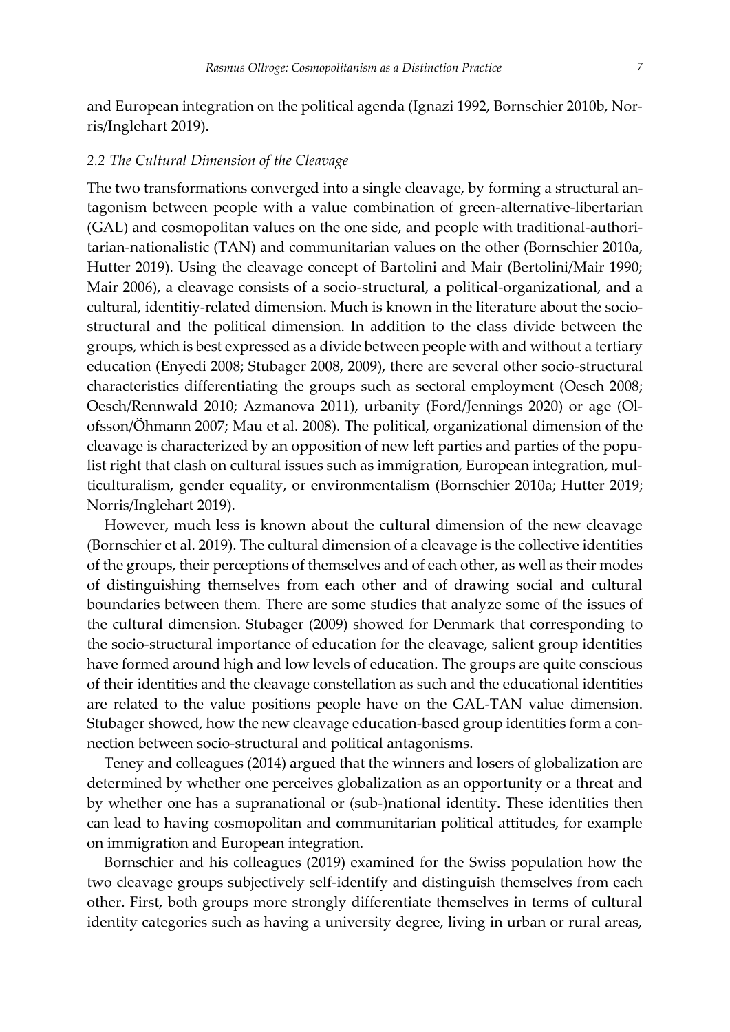and European integration on the political agenda (Ignazi 1992, Bornschier 2010b, Norris/Inglehart 2019).

### *2.2 The Cultural Dimension of the Cleavage*

The two transformations converged into a single cleavage, by forming a structural antagonism between people with a value combination of green-alternative-libertarian (GAL) and cosmopolitan values on the one side, and people with traditional-authoritarian-nationalistic (TAN) and communitarian values on the other (Bornschier 2010a, Hutter 2019). Using the cleavage concept of Bartolini and Mair (Bertolini/Mair 1990; Mair 2006), a cleavage consists of a socio-structural, a political-organizational, and a cultural, identitiy-related dimension. Much is known in the literature about the socio-structural and the political dimension. In addition to the class divide between the groups, which is best expressed as a divide between people with and without a tertiary education (Enyedi 2008; Stubager 2008, 2009), there are several other socio-structural characteristics differentiating the groups such as sectoral employment (Oesch 2008; Oesch/Rennwald 2010; Azmanova 2011), urbanity (Ford/Jennings 2020) or age (Olofsson/Öhmann 2007; Mau et al. 2008). The political, organizational dimension of the cleavage is characterized by an opposition of new left parties and parties of the populist right that clash on cultural issues such as immigration, European integration, multiculturalism, gender equality, or environmentalism (Bornschier 2010a; Hutter 2019; Norris/Inglehart 2019).

However, much less is known about the cultural dimension of the new cleavage (Bornschier et al. 2019). The cultural dimension of a cleavage is the collective identities of the groups, their perceptions of themselves and of each other, as well as their modes of distinguishing themselves from each other and of drawing social and cultural boundaries between them. There are some studies that analyze some of the issues of the cultural dimension. Stubager (2009) showed for Denmark that corresponding to the socio-structural importance of education for the cleavage, salient group identities have formed around high and low levels of education. The groups are quite conscious of their identities and the cleavage constellation as such and the educational identities are related to the value positions people have on the GAL-TAN value dimension. Stubager showed, how the new cleavage education-based group identities form a connection between socio-structural and political antagonisms.

Teney and colleagues (2014) argued that the winners and losers of globalization are determined by whether one perceives globalization as an opportunity or a threat and by whether one has a supranational or (sub-)national identity. These identities then can lead to having cosmopolitan and communitarian political attitudes, for example on immigration and European integration.

Bornschier and his colleagues (2019) examined for the Swiss population how the two cleavage groups subjectively self-identify and distinguish themselves from each other. First, both groups more strongly differentiate themselves in terms of cultural identity categories such as having a university degree, living in urban or rural areas,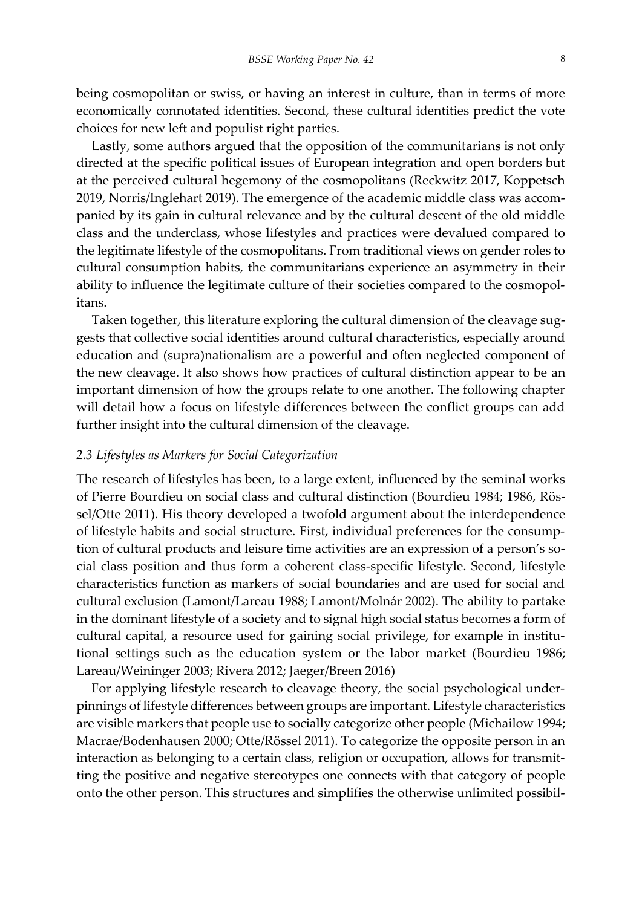being cosmopolitan or swiss, or having an interest in culture, than in terms of more economically connotated identities. Second, these cultural identities predict the vote choices for new left and populist right parties.

Lastly, some authors argued that the opposition of the communitarians is not only directed at the specific political issues of European integration and open borders but at the perceived cultural hegemony of the cosmopolitans (Reckwitz 2017, Koppetsch 2019, Norris/Inglehart 2019). The emergence of the academic middle class was accompanied by its gain in cultural relevance and by the cultural descent of the old middle class and the underclass, whose lifestyles and practices were devalued compared to the legitimate lifestyle of the cosmopolitans. From traditional views on gender roles to cultural consumption habits, the communitarians experience an asymmetry in their ability to influence the legitimate culture of their societies compared to the cosmopolitans.

Taken together, this literature exploring the cultural dimension of the cleavage suggests that collective social identities around cultural characteristics, especially around education and (supra)nationalism are a powerful and often neglected component of the new cleavage. It also shows how practices of cultural distinction appear to be an important dimension of how the groups relate to one another. The following chapter will detail how a focus on lifestyle differences between the conflict groups can add further insight into the cultural dimension of the cleavage.

### *2.3 Lifestyles as Markers for Social Categorization*

The research of lifestyles has been, to a large extent, influenced by the seminal works of Pierre Bourdieu on social class and cultural distinction (Bourdieu 1984; 1986, Rössel/Otte 2011). His theory developed a twofold argument about the interdependence of lifestyle habits and social structure. First, individual preferences for the consumption of cultural products and leisure time activities are an expression of a person's social class position and thus form a coherent class-specific lifestyle. Second, lifestyle characteristics function as markers of social boundaries and are used for social and cultural exclusion (Lamont/Lareau 1988; Lamont/Molnár 2002). The ability to partake in the dominant lifestyle of a society and to signal high social status becomes a form of cultural capital, a resource used for gaining social privilege, for example in institutional settings such as the education system or the labor market (Bourdieu 1986; Lareau/Weininger 2003; Rivera 2012; Jaeger/Breen 2016)

For applying lifestyle research to cleavage theory, the social psychological underpinnings of lifestyle differences between groups are important. Lifestyle characteristics are visible markers that people use to socially categorize other people (Michailow 1994; Macrae/Bodenhausen 2000; Otte/Rössel 2011). To categorize the opposite person in an interaction as belonging to a certain class, religion or occupation, allows for transmitting the positive and negative stereotypes one connects with that category of people onto the other person. This structures and simplifies the otherwise unlimited possibil-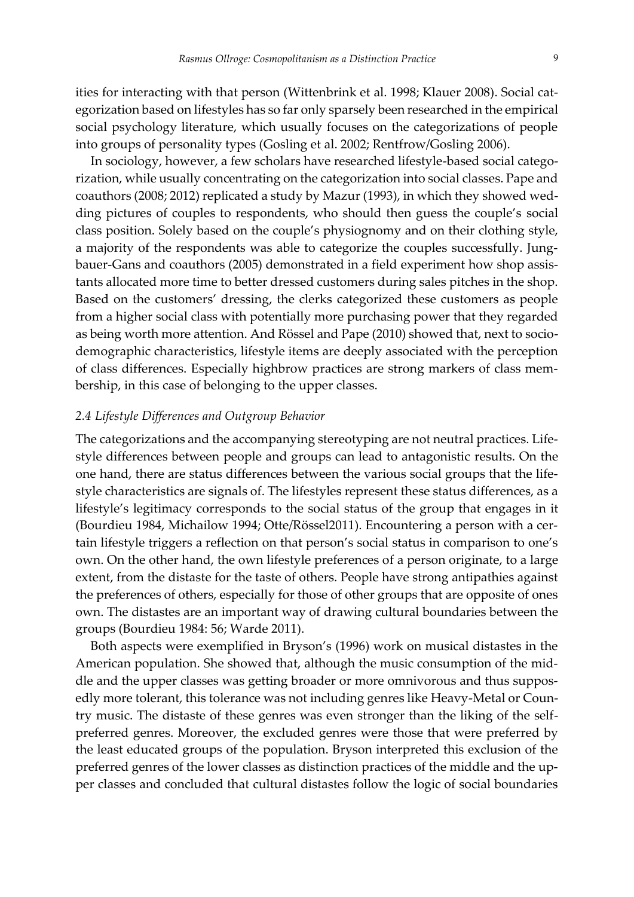ities for interacting with that person (Wittenbrink et al. 1998; Klauer 2008). Social categorization based on lifestyles has so far only sparsely been researched in the empirical social psychology literature, which usually focuses on the categorizations of people into groups of personality types (Gosling et al. 2002; Rentfrow/Gosling 2006).

In sociology, however, a few scholars have researched lifestyle-based social categorization, while usually concentrating on the categorization into social classes. Pape and coauthors (2008; 2012) replicated a study by Mazur (1993), in which they showed wedding pictures of couples to respondents, who should then guess the couple's social class position. Solely based on the couple's physiognomy and on their clothing style, a majority of the respondents was able to categorize the couples successfully. Jungbauer-Gans and coauthors (2005) demonstrated in a field experiment how shop assistants allocated more time to better dressed customers during sales pitches in the shop. Based on the customers' dressing, the clerks categorized these customers as people from a higher social class with potentially more purchasing power that they regarded as being worth more attention. And Rössel and Pape (2010) showed that, next to sociodemographic characteristics, lifestyle items are deeply associated with the perception of class differences. Especially highbrow practices are strong markers of class membership, in this case of belonging to the upper classes.

### *2.4 Lifestyle Differences and Outgroup Behavior*

The categorizations and the accompanying stereotyping are not neutral practices. Lifestyle differences between people and groups can lead to antagonistic results. On the one hand, there are status differences between the various social groups that the lifestyle characteristics are signals of. The lifestyles represent these status differences, as a lifestyle's legitimacy corresponds to the social status of the group that engages in it (Bourdieu 1984, Michailow 1994; Otte/Rössel2011). Encountering a person with a certain lifestyle triggers a reflection on that person's social status in comparison to one's own. On the other hand, the own lifestyle preferences of a person originate, to a large extent, from the distaste for the taste of others. People have strong antipathies against the preferences of others, especially for those of other groups that are opposite of ones own. The distastes are an important way of drawing cultural boundaries between the groups (Bourdieu 1984: 56; Warde 2011).

Both aspects were exemplified in Bryson's (1996) work on musical distastes in the American population. She showed that, although the music consumption of the middle and the upper classes was getting broader or more omnivorous and thus supposedly more tolerant, this tolerance was not including genres like Heavy-Metal or Country music. The distaste of these genres was even stronger than the liking of the self-preferred genres. Moreover, the excluded genres were those that were preferred by the least educated groups of the population. Bryson interpreted this exclusion of the preferred genres of the lower classes as distinction practices of the middle and the upper classes and concluded that cultural distastes follow the logic of social boundaries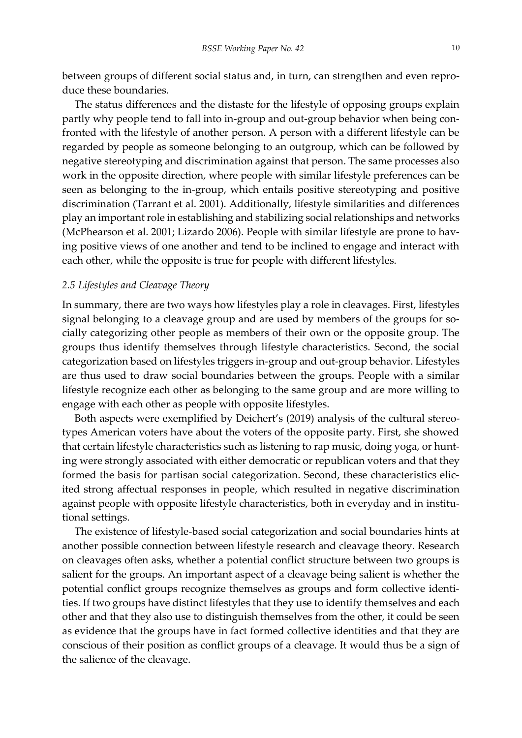between groups of different social status and, in turn, can strengthen and even reproduce these boundaries.

The status differences and the distaste for the lifestyle of opposing groups explain partly why people tend to fall into in-group and out-group behavior when being confronted with the lifestyle of another person. A person with a different lifestyle can be regarded by people as someone belonging to an outgroup, which can be followed by negative stereotyping and discrimination against that person. The same processes also work in the opposite direction, where people with similar lifestyle preferences can be seen as belonging to the in-group, which entails positive stereotyping and positive discrimination (Tarrant et al. 2001). Additionally, lifestyle similarities and differences play an important role in establishing and stabilizing social relationships and networks (McPhearson et al. 2001; Lizardo 2006). People with similar lifestyle are prone to having positive views of one another and tend to be inclined to engage and interact with each other, while the opposite is true for people with different lifestyles.

### *2.5 Lifestyles and Cleavage Theory*

In summary, there are two ways how lifestyles play a role in cleavages. First, lifestyles signal belonging to a cleavage group and are used by members of the groups for socially categorizing other people as members of their own or the opposite group. The groups thus identify themselves through lifestyle characteristics. Second, the social categorization based on lifestyles triggers in-group and out-group behavior. Lifestyles are thus used to draw social boundaries between the groups. People with a similar lifestyle recognize each other as belonging to the same group and are more willing to engage with each other as people with opposite lifestyles.

Both aspects were exemplified by Deichert's (2019) analysis of the cultural stereotypes American voters have about the voters of the opposite party. First, she showed that certain lifestyle characteristics such as listening to rap music, doing yoga, or hunting were strongly associated with either democratic or republican voters and that they formed the basis for partisan social categorization. Second, these characteristics elicited strong affectual responses in people, which resulted in negative discrimination against people with opposite lifestyle characteristics, both in everyday and in institutional settings.

The existence of lifestyle-based social categorization and social boundaries hints at another possible connection between lifestyle research and cleavage theory. Research on cleavages often asks, whether a potential conflict structure between two groups is salient for the groups. An important aspect of a cleavage being salient is whether the potential conflict groups recognize themselves as groups and form collective identities. If two groups have distinct lifestyles that they use to identify themselves and each other and that they also use to distinguish themselves from the other, it could be seen as evidence that the groups have in fact formed collective identities and that they are conscious of their position as conflict groups of a cleavage. It would thus be a sign of the salience of the cleavage.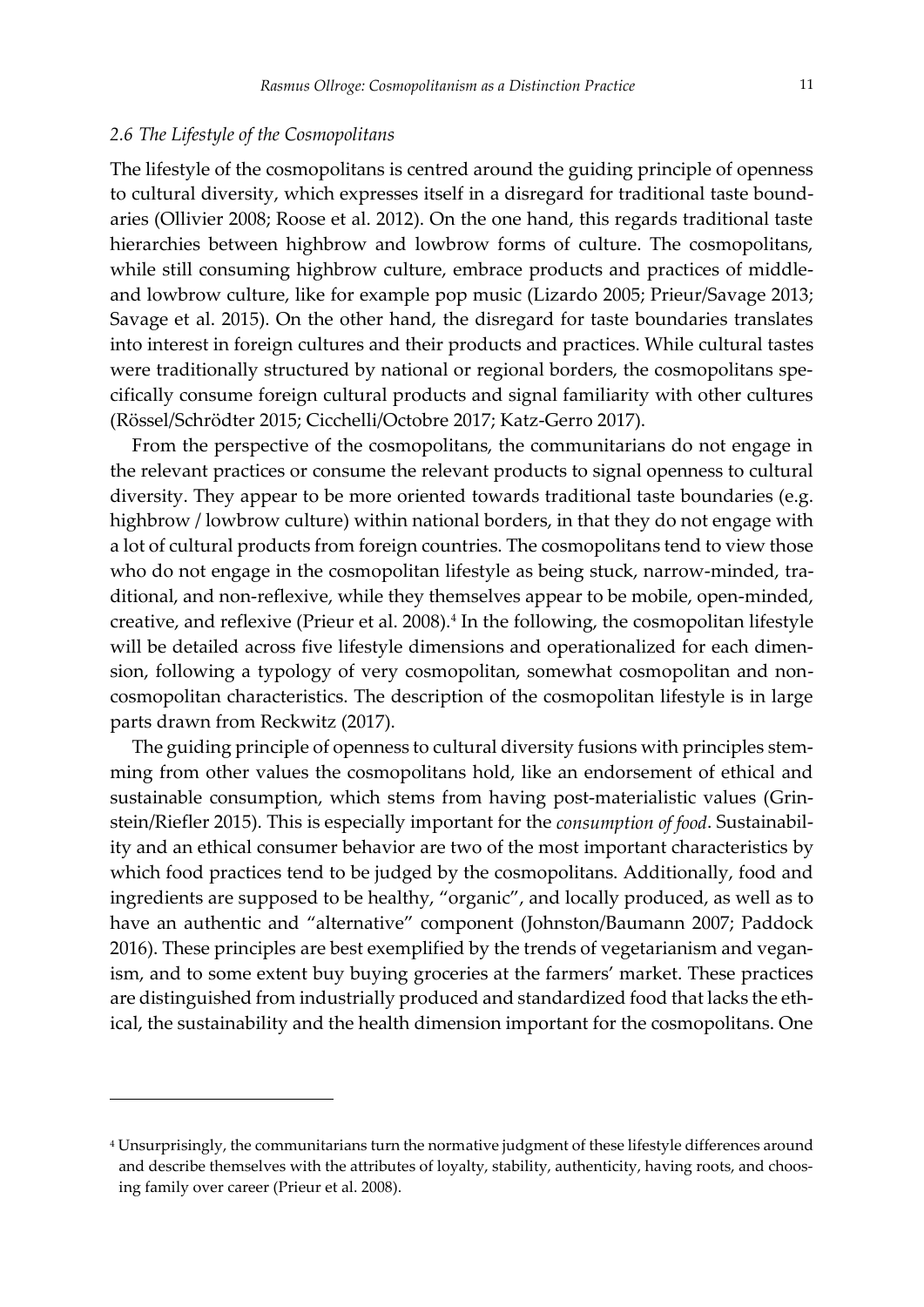### *2.6 The Lifestyle of the Cosmopolitans*

The lifestyle of the cosmopolitans is centred around the guiding principle of openness to cultural diversity, which expresses itself in a disregard for traditional taste boundaries (Ollivier 2008; Roose et al. 2012). On the one hand, this regards traditional taste hierarchies between highbrow and lowbrow forms of culture. The cosmopolitans, while still consuming highbrow culture, embrace products and practices of middle- and lowbrow culture, like for example pop music (Lizardo 2005; Prieur/Savage 2013; Savage et al. 2015). On the other hand, the disregard for taste boundaries translates into interest in foreign cultures and their products and practices. While cultural tastes were traditionally structured by national or regional borders, the cosmopolitans specifically consume foreign cultural products and signal familiarity with other cultures (Rössel/Schrödter 2015; Cicchelli/Octobre 2017; Katz-Gerro 2017).

From the perspective of the cosmopolitans, the communitarians do not engage in the relevant practices or consume the relevant products to signal openness to cultural diversity. They appear to be more oriented towards traditional taste boundaries (e.g. highbrow / lowbrow culture) within national borders, in that they do not engage with a lot of cultural products from foreign countries. The cosmopolitans tend to view those who do not engage in the cosmopolitan lifestyle as being stuck, narrow-minded, traditional, and non-reflexive, while they themselves appear to be mobile, open-minded, creative, and reflexive (Prieur et al. 2008).[4] In the following, the cosmopolitan lifestyle will be detailed across five lifestyle dimensions and operationalized for each dimension, following a typology of very cosmopolitan, somewhat cosmopolitan and non-cosmopolitan characteristics. The description of the cosmopolitan lifestyle is in large parts drawn from Reckwitz (2017).

The guiding principle of openness to cultural diversity fusions with principles stemming from other values the cosmopolitans hold, like an endorsement of ethical and sustainable consumption, which stems from having post-materialistic values (Grinstein/Riefler 2015). This is especially important for the *consumption of food*. Sustainability and an ethical consumer behavior are two of the most important characteristics by which food practices tend to be judged by the cosmopolitans. Additionally, food and ingredients are supposed to be healthy, "organic", and locally produced, as well as to have an authentic and "alternative" component (Johnston/Baumann 2007; Paddock 2016). These principles are best exemplified by the trends of vegetarianism and veganism, and to some extent buy buying groceries at the farmers' market. These practices are distinguished from industrially produced and standardized food that lacks the ethical, the sustainability and the health dimension important for the cosmopolitans. One

---

[4] Unsurprisingly, the communitarians turn the normative judgment of these lifestyle differences around and describe themselves with the attributes of loyalty, stability, authenticity, having roots, and choosing family over career (Prieur et al. 2008).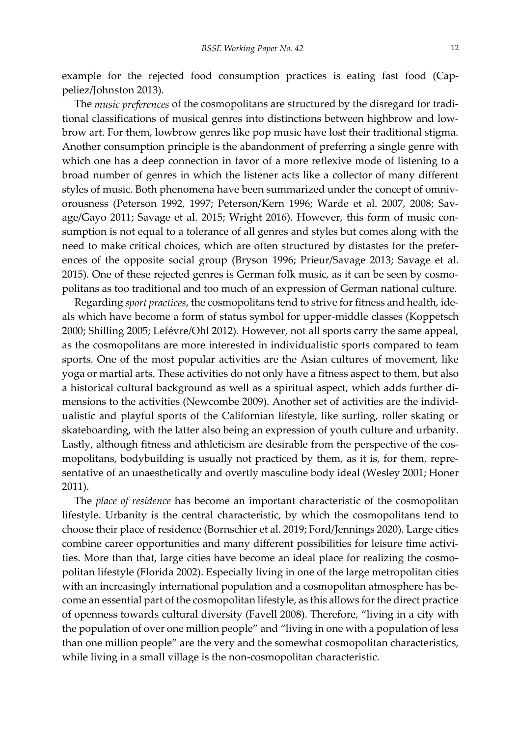example for the rejected food consumption practices is eating fast food (Cappeliez/Johnston 2013).

The *music preferences* of the cosmopolitans are structured by the disregard for traditional classifications of musical genres into distinctions between highbrow and lowbrow art. For them, lowbrow genres like pop music have lost their traditional stigma. Another consumption principle is the abandonment of preferring a single genre with which one has a deep connection in favor of a more reflexive mode of listening to a broad number of genres in which the listener acts like a collector of many different styles of music. Both phenomena have been summarized under the concept of omnivorousness (Peterson 1992, 1997; Peterson/Kern 1996; Warde et al. 2007, 2008; Savage/Gayo 2011; Savage et al. 2015; Wright 2016). However, this form of music consumption is not equal to a tolerance of all genres and styles but comes along with the need to make critical choices, which are often structured by distastes for the preferences of the opposite social group (Bryson 1996; Prieur/Savage 2013; Savage et al. 2015). One of these rejected genres is German folk music, as it can be seen by cosmopolitans as too traditional and too much of an expression of German national culture.

Regarding *sport practices*, the cosmopolitans tend to strive for fitness and health, ideals which have become a form of status symbol for upper-middle classes (Koppetsch 2000; Shilling 2005; Lefévre/Ohl 2012). However, not all sports carry the same appeal, as the cosmopolitans are more interested in individualistic sports compared to team sports. One of the most popular activities are the Asian cultures of movement, like yoga or martial arts. These activities do not only have a fitness aspect to them, but also a historical cultural background as well as a spiritual aspect, which adds further dimensions to the activities (Newcombe 2009). Another set of activities are the individualistic and playful sports of the Californian lifestyle, like surfing, roller skating or skateboarding, with the latter also being an expression of youth culture and urbanity. Lastly, although fitness and athleticism are desirable from the perspective of the cosmopolitans, bodybuilding is usually not practiced by them, as it is, for them, representative of an unaesthetically and overtly masculine body ideal (Wesley 2001; Honer 2011).

The *place of residence* has become an important characteristic of the cosmopolitan lifestyle. Urbanity is the central characteristic, by which the cosmopolitans tend to choose their place of residence (Bornschier et al. 2019; Ford/Jennings 2020). Large cities combine career opportunities and many different possibilities for leisure time activities. More than that, large cities have become an ideal place for realizing the cosmopolitan lifestyle (Florida 2002). Especially living in one of the large metropolitan cities with an increasingly international population and a cosmopolitan atmosphere has become an essential part of the cosmopolitan lifestyle, as this allows for the direct practice of openness towards cultural diversity (Favell 2008). Therefore, "living in a city with the population of over one million people" and "living in one with a population of less than one million people" are the very and the somewhat cosmopolitan characteristics, while living in a small village is the non-cosmopolitan characteristic.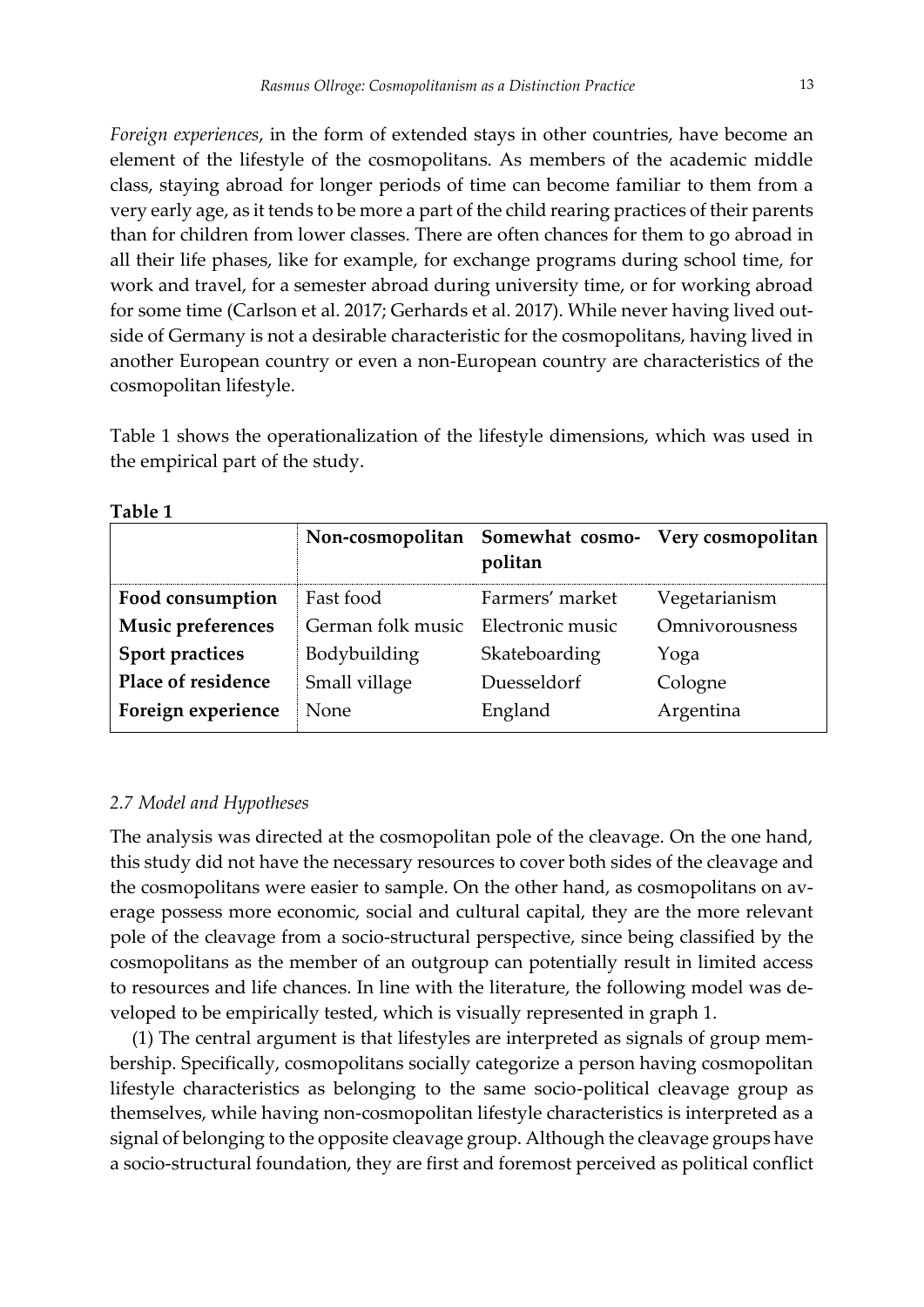*Foreign experiences*, in the form of extended stays in other countries, have become an element of the lifestyle of the cosmopolitans. As members of the academic middle class, staying abroad for longer periods of time can become familiar to them from a very early age, as it tends to be more a part of the child rearing practices of their parents than for children from lower classes. There are often chances for them to go abroad in all their life phases, like for example, for exchange programs during school time, for work and travel, for a semester abroad during university time, or for working abroad for some time (Carlson et al. 2017; Gerhards et al. 2017). While never having lived outside of Germany is not a desirable characteristic for the cosmopolitans, having lived in another European country or even a non-European country are characteristics of the cosmopolitan lifestyle.

Table 1 shows the operationalization of the lifestyle dimensions, which was used in the empirical part of the study.

**Table 1**

| | Non-cosmopolitan | Somewhat cosmopolitan | Very cosmopolitan |
|---|---|---|---|
| **Food consumption** | Fast food | Farmers' market | Vegetarianism |
| **Music preferences** | German folk music | Electronic music | Omnivorousness |
| **Sport practices** | Bodybuilding | Skateboarding | Yoga |
| **Place of residence** | Small village | Duesseldorf | Cologne |
| **Foreign experience** | None | England | Argentina |

### *2.7 Model and Hypotheses*

The analysis was directed at the cosmopolitan pole of the cleavage. On the one hand, this study did not have the necessary resources to cover both sides of the cleavage and the cosmopolitans were easier to sample. On the other hand, as cosmopolitans on average possess more economic, social and cultural capital, they are the more relevant pole of the cleavage from a socio-structural perspective, since being classified by the cosmopolitans as the member of an outgroup can potentially result in limited access to resources and life chances. In line with the literature, the following model was developed to be empirically tested, which is visually represented in graph 1.

(1) The central argument is that lifestyles are interpreted as signals of group membership. Specifically, cosmopolitans socially categorize a person having cosmopolitan lifestyle characteristics as belonging to the same socio-political cleavage group as themselves, while having non-cosmopolitan lifestyle characteristics is interpreted as a signal of belonging to the opposite cleavage group. Although the cleavage groups have a socio-structural foundation, they are first and foremost perceived as political conflict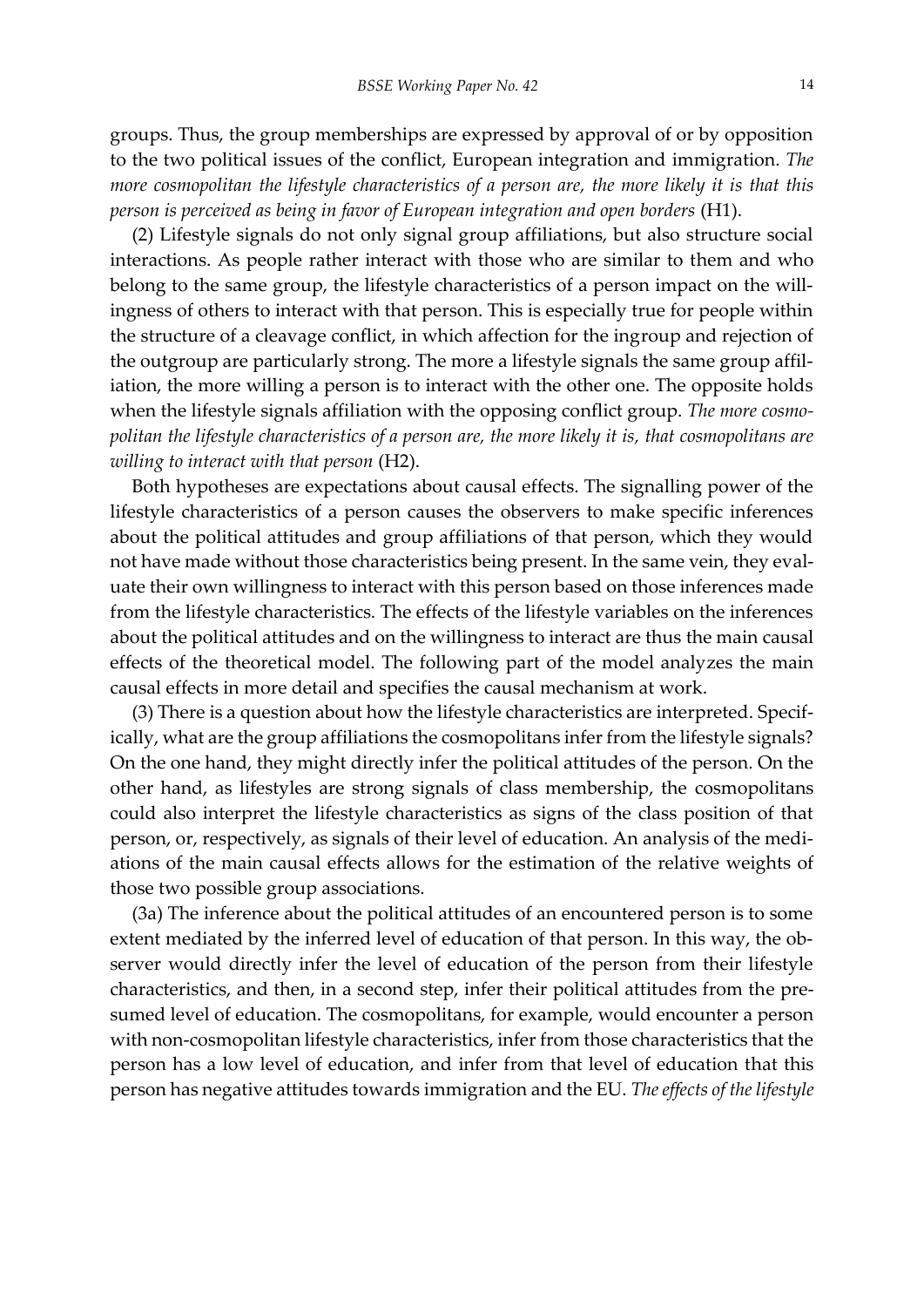groups. Thus, the group memberships are expressed by approval of or by opposition to the two political issues of the conflict, European integration and immigration. *The more cosmopolitan the lifestyle characteristics of a person are, the more likely it is that this person is perceived as being in favor of European integration and open borders* (H1).

(2) Lifestyle signals do not only signal group affiliations, but also structure social interactions. As people rather interact with those who are similar to them and who belong to the same group, the lifestyle characteristics of a person impact on the willingness of others to interact with that person. This is especially true for people within the structure of a cleavage conflict, in which affection for the ingroup and rejection of the outgroup are particularly strong. The more a lifestyle signals the same group affiliation, the more willing a person is to interact with the other one. The opposite holds when the lifestyle signals affiliation with the opposing conflict group. *The more cosmopolitan the lifestyle characteristics of a person are, the more likely it is, that cosmopolitans are willing to interact with that person* (H2).

Both hypotheses are expectations about causal effects. The signalling power of the lifestyle characteristics of a person causes the observers to make specific inferences about the political attitudes and group affiliations of that person, which they would not have made without those characteristics being present. In the same vein, they evaluate their own willingness to interact with this person based on those inferences made from the lifestyle characteristics. The effects of the lifestyle variables on the inferences about the political attitudes and on the willingness to interact are thus the main causal effects of the theoretical model. The following part of the model analyzes the main causal effects in more detail and specifies the causal mechanism at work.

(3) There is a question about how the lifestyle characteristics are interpreted. Specifically, what are the group affiliations the cosmopolitans infer from the lifestyle signals? On the one hand, they might directly infer the political attitudes of the person. On the other hand, as lifestyles are strong signals of class membership, the cosmopolitans could also interpret the lifestyle characteristics as signs of the class position of that person, or, respectively, as signals of their level of education. An analysis of the mediations of the main causal effects allows for the estimation of the relative weights of those two possible group associations.

(3a) The inference about the political attitudes of an encountered person is to some extent mediated by the inferred level of education of that person. In this way, the observer would directly infer the level of education of the person from their lifestyle characteristics, and then, in a second step, infer their political attitudes from the presumed level of education. The cosmopolitans, for example, would encounter a person with non-cosmopolitan lifestyle characteristics, infer from those characteristics that the person has a low level of education, and infer from that level of education that this person has negative attitudes towards immigration and the EU. *The effects of the lifestyle*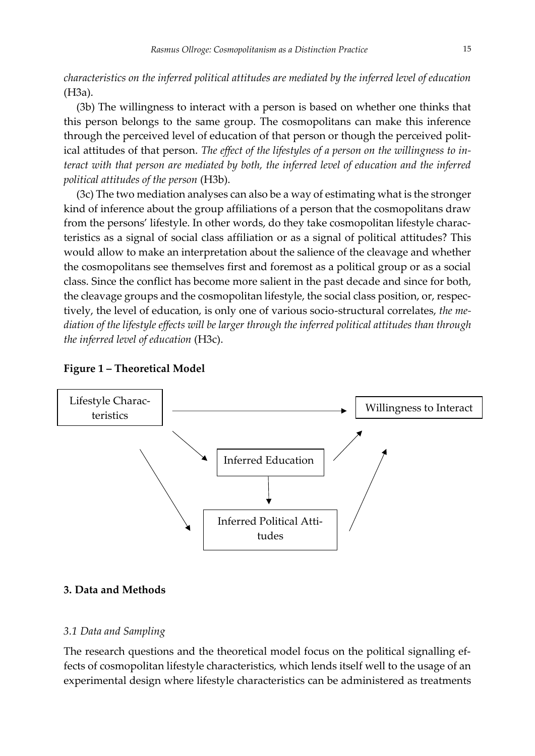*characteristics on the inferred political attitudes are mediated by the inferred level of education* (H3a).

(3b) The willingness to interact with a person is based on whether one thinks that this person belongs to the same group. The cosmopolitans can make this inference through the perceived level of education of that person or though the perceived political attitudes of that person. *The effect of the lifestyles of a person on the willingness to interact with that person are mediated by both, the inferred level of education and the inferred political attitudes of the person* (H3b).

(3c) The two mediation analyses can also be a way of estimating what is the stronger kind of inference about the group affiliations of a person that the cosmopolitans draw from the persons' lifestyle. In other words, do they take cosmopolitan lifestyle characteristics as a signal of social class affiliation or as a signal of political attitudes? This would allow to make an interpretation about the salience of the cleavage and whether the cosmopolitans see themselves first and foremost as a political group or as a social class. Since the conflict has become more salient in the past decade and since for both, the cleavage groups and the cosmopolitan lifestyle, the social class position, or, respectively, the level of education, is only one of various socio-structural correlates, *the mediation of the lifestyle effects will be larger through the inferred political attitudes than through the inferred level of education* (H3c).

**Figure 1 – Theoretical Model**

Lifestyle Characteristics → Willingness to Interact

Lifestyle Characteristics → Inferred Education → Willingness to Interact

Lifestyle Characteristics → Inferred Political Attitudes → Willingness to Interact

Inferred Education → Inferred Political Attitudes

## 3. Data and Methods

### *3.1 Data and Sampling*

The research questions and the theoretical model focus on the political signalling effects of cosmopolitan lifestyle characteristics, which lends itself well to the usage of an experimental design where lifestyle characteristics can be administered as treatments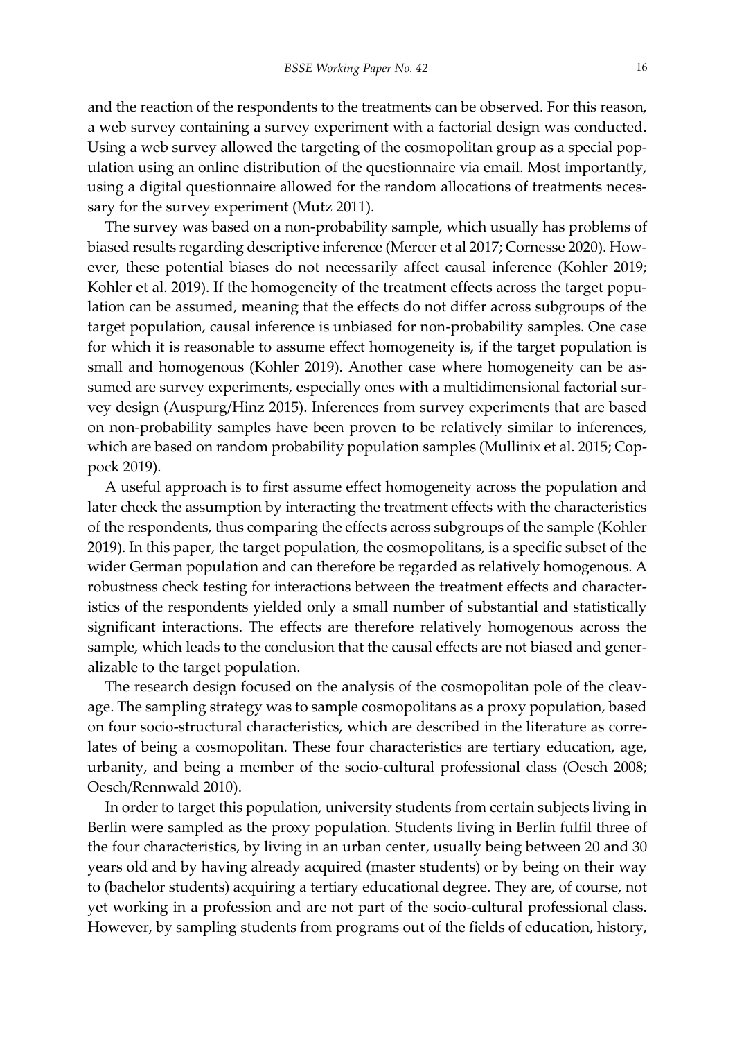and the reaction of the respondents to the treatments can be observed. For this reason, a web survey containing a survey experiment with a factorial design was conducted. Using a web survey allowed the targeting of the cosmopolitan group as a special population using an online distribution of the questionnaire via email. Most importantly, using a digital questionnaire allowed for the random allocations of treatments necessary for the survey experiment (Mutz 2011).

The survey was based on a non-probability sample, which usually has problems of biased results regarding descriptive inference (Mercer et al 2017; Cornesse 2020). However, these potential biases do not necessarily affect causal inference (Kohler 2019; Kohler et al. 2019). If the homogeneity of the treatment effects across the target population can be assumed, meaning that the effects do not differ across subgroups of the target population, causal inference is unbiased for non-probability samples. One case for which it is reasonable to assume effect homogeneity is, if the target population is small and homogenous (Kohler 2019). Another case where homogeneity can be assumed are survey experiments, especially ones with a multidimensional factorial survey design (Auspurg/Hinz 2015). Inferences from survey experiments that are based on non-probability samples have been proven to be relatively similar to inferences, which are based on random probability population samples (Mullinix et al. 2015; Coppock 2019).

A useful approach is to first assume effect homogeneity across the population and later check the assumption by interacting the treatment effects with the characteristics of the respondents, thus comparing the effects across subgroups of the sample (Kohler 2019). In this paper, the target population, the cosmopolitans, is a specific subset of the wider German population and can therefore be regarded as relatively homogenous. A robustness check testing for interactions between the treatment effects and characteristics of the respondents yielded only a small number of substantial and statistically significant interactions. The effects are therefore relatively homogenous across the sample, which leads to the conclusion that the causal effects are not biased and generalizable to the target population.

The research design focused on the analysis of the cosmopolitan pole of the cleavage. The sampling strategy was to sample cosmopolitans as a proxy population, based on four socio-structural characteristics, which are described in the literature as correlates of being a cosmopolitan. These four characteristics are tertiary education, age, urbanity, and being a member of the socio-cultural professional class (Oesch 2008; Oesch/Rennwald 2010).

In order to target this population, university students from certain subjects living in Berlin were sampled as the proxy population. Students living in Berlin fulfil three of the four characteristics, by living in an urban center, usually being between 20 and 30 years old and by having already acquired (master students) or by being on their way to (bachelor students) acquiring a tertiary educational degree. They are, of course, not yet working in a profession and are not part of the socio-cultural professional class. However, by sampling students from programs out of the fields of education, history,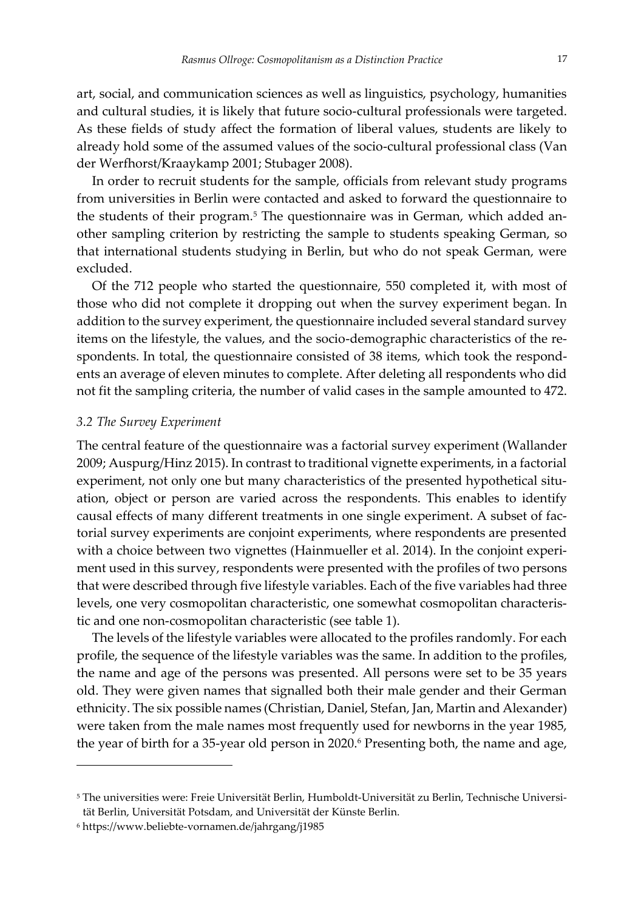art, social, and communication sciences as well as linguistics, psychology, humanities and cultural studies, it is likely that future socio-cultural professionals were targeted. As these fields of study affect the formation of liberal values, students are likely to already hold some of the assumed values of the socio-cultural professional class (Van der Werfhorst/Kraaykamp 2001; Stubager 2008).

In order to recruit students for the sample, officials from relevant study programs from universities in Berlin were contacted and asked to forward the questionnaire to the students of their program.[5] The questionnaire was in German, which added another sampling criterion by restricting the sample to students speaking German, so that international students studying in Berlin, but who do not speak German, were excluded.

Of the 712 people who started the questionnaire, 550 completed it, with most of those who did not complete it dropping out when the survey experiment began. In addition to the survey experiment, the questionnaire included several standard survey items on the lifestyle, the values, and the socio-demographic characteristics of the respondents. In total, the questionnaire consisted of 38 items, which took the respondents an average of eleven minutes to complete. After deleting all respondents who did not fit the sampling criteria, the number of valid cases in the sample amounted to 472.

### *3.2 The Survey Experiment*

The central feature of the questionnaire was a factorial survey experiment (Wallander 2009; Auspurg/Hinz 2015). In contrast to traditional vignette experiments, in a factorial experiment, not only one but many characteristics of the presented hypothetical situation, object or person are varied across the respondents. This enables to identify causal effects of many different treatments in one single experiment. A subset of factorial survey experiments are conjoint experiments, where respondents are presented with a choice between two vignettes (Hainmueller et al. 2014). In the conjoint experiment used in this survey, respondents were presented with the profiles of two persons that were described through five lifestyle variables. Each of the five variables had three levels, one very cosmopolitan characteristic, one somewhat cosmopolitan characteristic and one non-cosmopolitan characteristic (see table 1).

The levels of the lifestyle variables were allocated to the profiles randomly. For each profile, the sequence of the lifestyle variables was the same. In addition to the profiles, the name and age of the persons was presented. All persons were set to be 35 years old. They were given names that signalled both their male gender and their German ethnicity. The six possible names (Christian, Daniel, Stefan, Jan, Martin and Alexander) were taken from the male names most frequently used for newborns in the year 1985, the year of birth for a 35-year old person in 2020.[6] Presenting both, the name and age,

---

[5] The universities were: Freie Universität Berlin, Humboldt-Universität zu Berlin, Technische Universität Berlin, Universität Potsdam, and Universität der Künste Berlin.

[6] https://www.beliebte-vornamen.de/jahrgang/j1985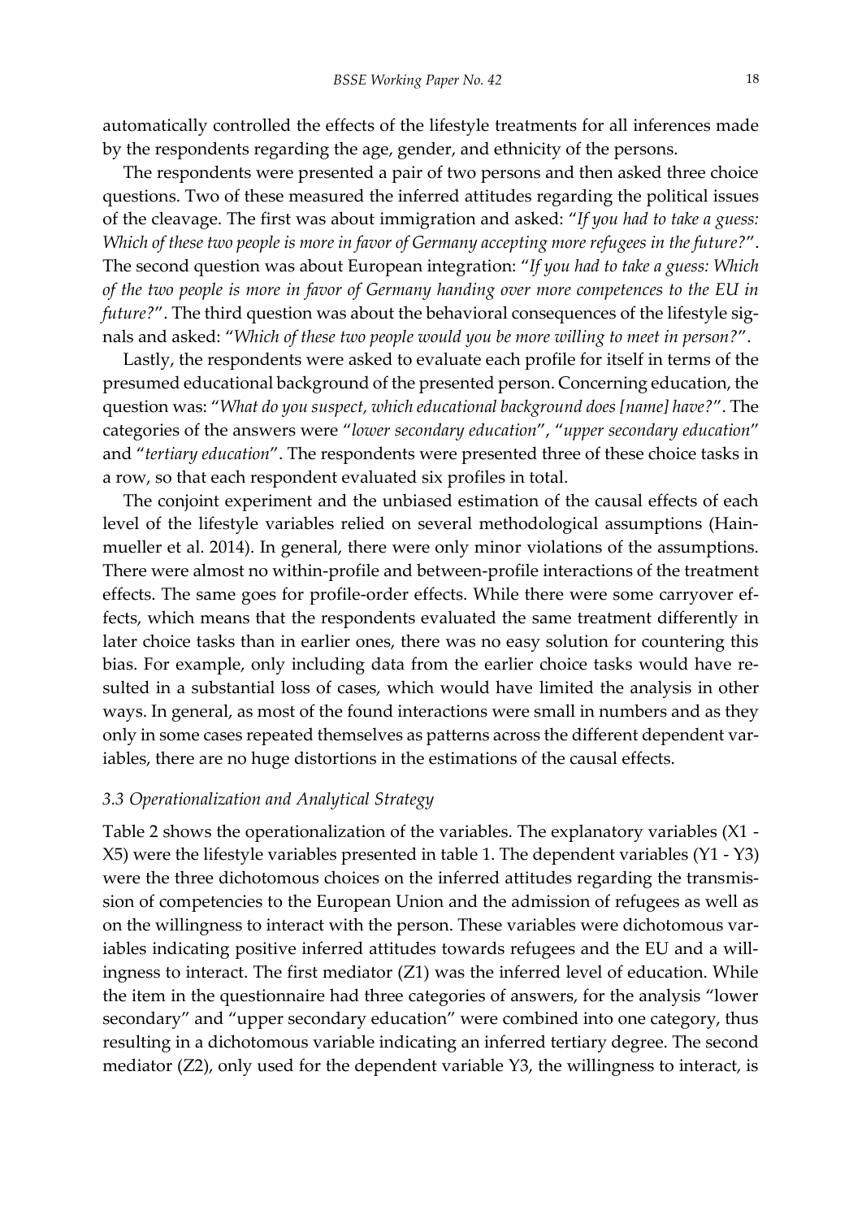automatically controlled the effects of the lifestyle treatments for all inferences made by the respondents regarding the age, gender, and ethnicity of the persons.

The respondents were presented a pair of two persons and then asked three choice questions. Two of these measured the inferred attitudes regarding the political issues of the cleavage. The first was about immigration and asked: "*If you had to take a guess: Which of these two people is more in favor of Germany accepting more refugees in the future?*". The second question was about European integration: "*If you had to take a guess: Which of the two people is more in favor of Germany handing over more competences to the EU in future?*". The third question was about the behavioral consequences of the lifestyle signals and asked: "*Which of these two people would you be more willing to meet in person?*".

Lastly, the respondents were asked to evaluate each profile for itself in terms of the presumed educational background of the presented person. Concerning education, the question was: "*What do you suspect, which educational background does [name] have?*". The categories of the answers were "*lower secondary education*", "*upper secondary education*" and "*tertiary education*". The respondents were presented three of these choice tasks in a row, so that each respondent evaluated six profiles in total.

The conjoint experiment and the unbiased estimation of the causal effects of each level of the lifestyle variables relied on several methodological assumptions (Hainmueller et al. 2014). In general, there were only minor violations of the assumptions. There were almost no within-profile and between-profile interactions of the treatment effects. The same goes for profile-order effects. While there were some carryover effects, which means that the respondents evaluated the same treatment differently in later choice tasks than in earlier ones, there was no easy solution for countering this bias. For example, only including data from the earlier choice tasks would have resulted in a substantial loss of cases, which would have limited the analysis in other ways. In general, as most of the found interactions were small in numbers and as they only in some cases repeated themselves as patterns across the different dependent variables, there are no huge distortions in the estimations of the causal effects.

### *3.3 Operationalization and Analytical Strategy*

Table 2 shows the operationalization of the variables. The explanatory variables (X1 - X5) were the lifestyle variables presented in table 1. The dependent variables (Y1 - Y3) were the three dichotomous choices on the inferred attitudes regarding the transmission of competencies to the European Union and the admission of refugees as well as on the willingness to interact with the person. These variables were dichotomous variables indicating positive inferred attitudes towards refugees and the EU and a willingness to interact. The first mediator (Z1) was the inferred level of education. While the item in the questionnaire had three categories of answers, for the analysis "lower secondary" and "upper secondary education" were combined into one category, thus resulting in a dichotomous variable indicating an inferred tertiary degree. The second mediator (Z2), only used for the dependent variable Y3, the willingness to interact, is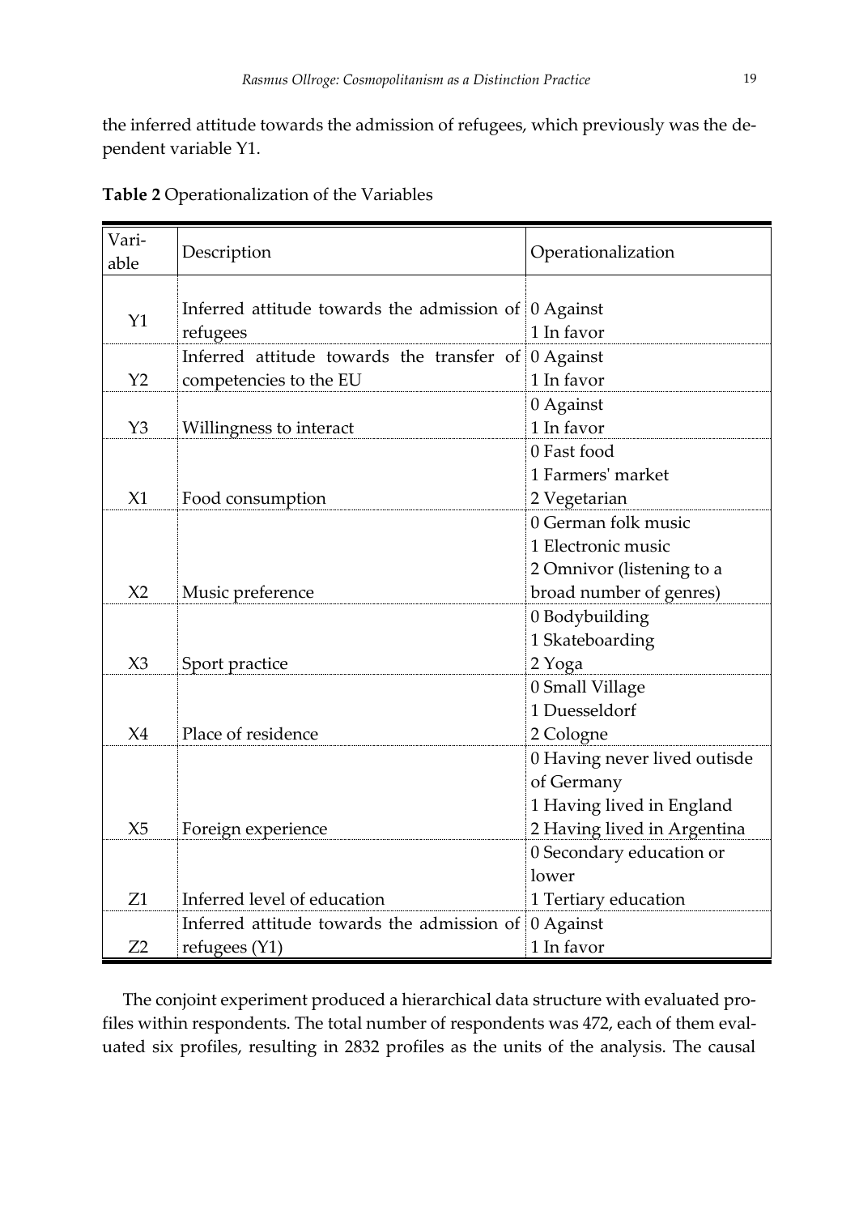the inferred attitude towards the admission of refugees, which previously was the dependent variable Y1.

**Table 2** Operationalization of the Variables

| Variable | Description | Operationalization |
|---|---|---|
| Y1 | Inferred attitude towards the admission of refugees | 0 Against<br>1 In favor |
| Y2 | Inferred attitude towards the transfer of competencies to the EU | 0 Against<br>1 In favor |
| Y3 | Willingness to interact | 0 Against<br>1 In favor |
| X1 | Food consumption | 0 Fast food<br>1 Farmers' market<br>2 Vegetarian |
| X2 | Music preference | 0 German folk music<br>1 Electronic music<br>2 Omnivor (listening to a broad number of genres) |
| X3 | Sport practice | 0 Bodybuilding<br>1 Skateboarding<br>2 Yoga |
| X4 | Place of residence | 0 Small Village<br>1 Duesseldorf<br>2 Cologne |
| X5 | Foreign experience | 0 Having never lived outisde of Germany<br>1 Having lived in England<br>2 Having lived in Argentina |
| Z1 | Inferred level of education | 0 Secondary education or lower<br>1 Tertiary education |
| Z2 | Inferred attitude towards the admission of refugees (Y1) | 0 Against<br>1 In favor |

The conjoint experiment produced a hierarchical data structure with evaluated profiles within respondents. The total number of respondents was 472, each of them evaluated six profiles, resulting in 2832 profiles as the units of the analysis. The causal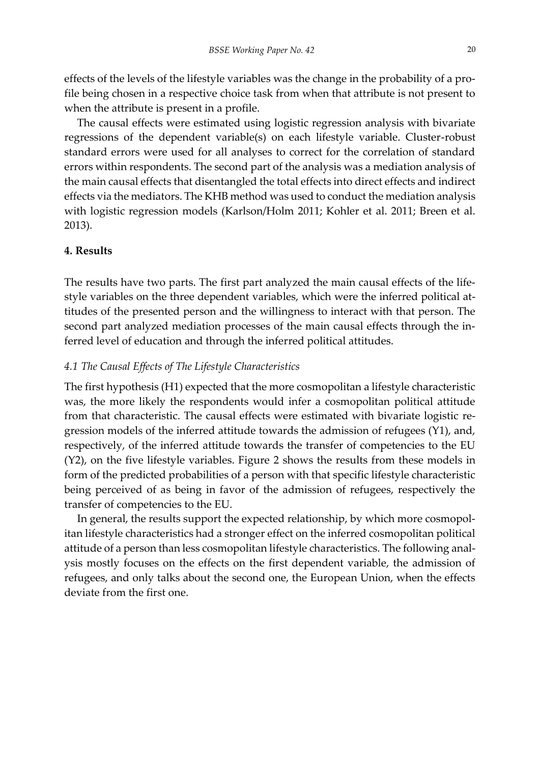effects of the levels of the lifestyle variables was the change in the probability of a profile being chosen in a respective choice task from when that attribute is not present to when the attribute is present in a profile.

The causal effects were estimated using logistic regression analysis with bivariate regressions of the dependent variable(s) on each lifestyle variable. Cluster-robust standard errors were used for all analyses to correct for the correlation of standard errors within respondents. The second part of the analysis was a mediation analysis of the main causal effects that disentangled the total effects into direct effects and indirect effects via the mediators. The KHB method was used to conduct the mediation analysis with logistic regression models (Karlson/Holm 2011; Kohler et al. 2011; Breen et al. 2013).

## 4. Results

The results have two parts. The first part analyzed the main causal effects of the lifestyle variables on the three dependent variables, which were the inferred political attitudes of the presented person and the willingness to interact with that person. The second part analyzed mediation processes of the main causal effects through the inferred level of education and through the inferred political attitudes.

### *4.1 The Causal Effects of The Lifestyle Characteristics*

The first hypothesis (H1) expected that the more cosmopolitan a lifestyle characteristic was, the more likely the respondents would infer a cosmopolitan political attitude from that characteristic. The causal effects were estimated with bivariate logistic regression models of the inferred attitude towards the admission of refugees (Y1), and, respectively, of the inferred attitude towards the transfer of competencies to the EU (Y2), on the five lifestyle variables. Figure 2 shows the results from these models in form of the predicted probabilities of a person with that specific lifestyle characteristic being perceived of as being in favor of the admission of refugees, respectively the transfer of competencies to the EU.

In general, the results support the expected relationship, by which more cosmopolitan lifestyle characteristics had a stronger effect on the inferred cosmopolitan political attitude of a person than less cosmopolitan lifestyle characteristics. The following analysis mostly focuses on the effects on the first dependent variable, the admission of refugees, and only talks about the second one, the European Union, when the effects deviate from the first one.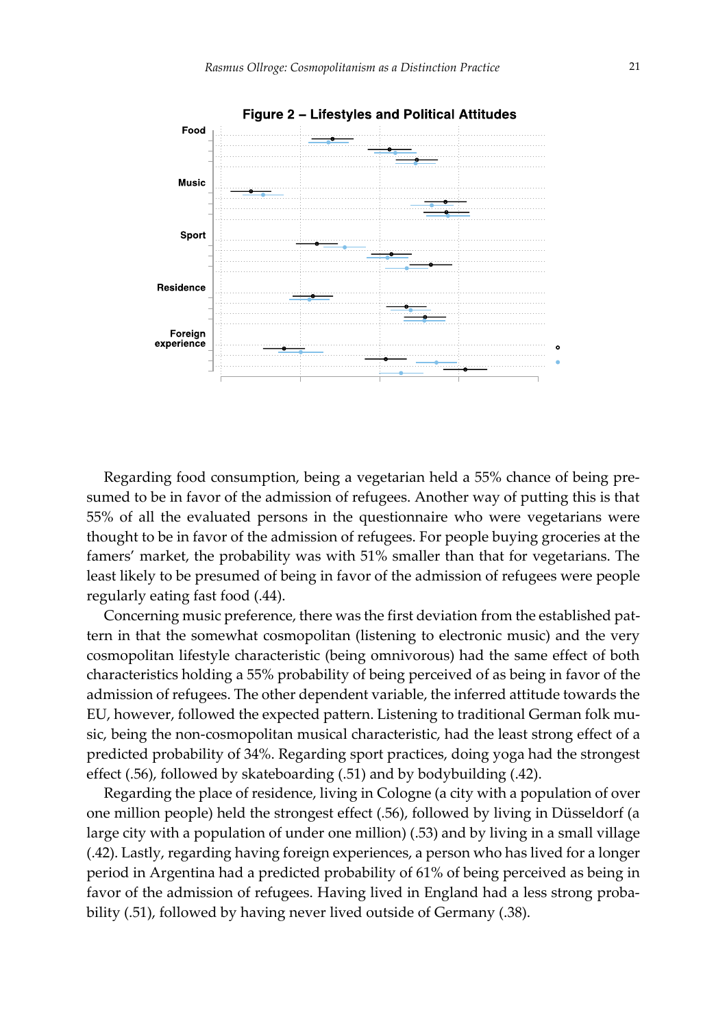**Figure 2 – Lifestyles and Political Attitudes**

Food

Music

Sport

Residence

Foreign experience

Regarding food consumption, being a vegetarian held a 55% chance of being presumed to be in favor of the admission of refugees. Another way of putting this is that 55% of all the evaluated persons in the questionnaire who were vegetarians were thought to be in favor of the admission of refugees. For people buying groceries at the famers' market, the probability was with 51% smaller than that for vegetarians. The least likely to be presumed of being in favor of the admission of refugees were people regularly eating fast food (.44).

Concerning music preference, there was the first deviation from the established pattern in that the somewhat cosmopolitan (listening to electronic music) and the very cosmopolitan lifestyle characteristic (being omnivorous) had the same effect of both characteristics holding a 55% probability of being perceived of as being in favor of the admission of refugees. The other dependent variable, the inferred attitude towards the EU, however, followed the expected pattern. Listening to traditional German folk music, being the non-cosmopolitan musical characteristic, had the least strong effect of a predicted probability of 34%. Regarding sport practices, doing yoga had the strongest effect (.56), followed by skateboarding (.51) and by bodybuilding (.42).

Regarding the place of residence, living in Cologne (a city with a population of over one million people) held the strongest effect (.56), followed by living in Düsseldorf (a large city with a population of under one million) (.53) and by living in a small village (.42). Lastly, regarding having foreign experiences, a person who has lived for a longer period in Argentina had a predicted probability of 61% of being perceived as being in favor of the admission of refugees. Having lived in England had a less strong probability (.51), followed by having never lived outside of Germany (.38).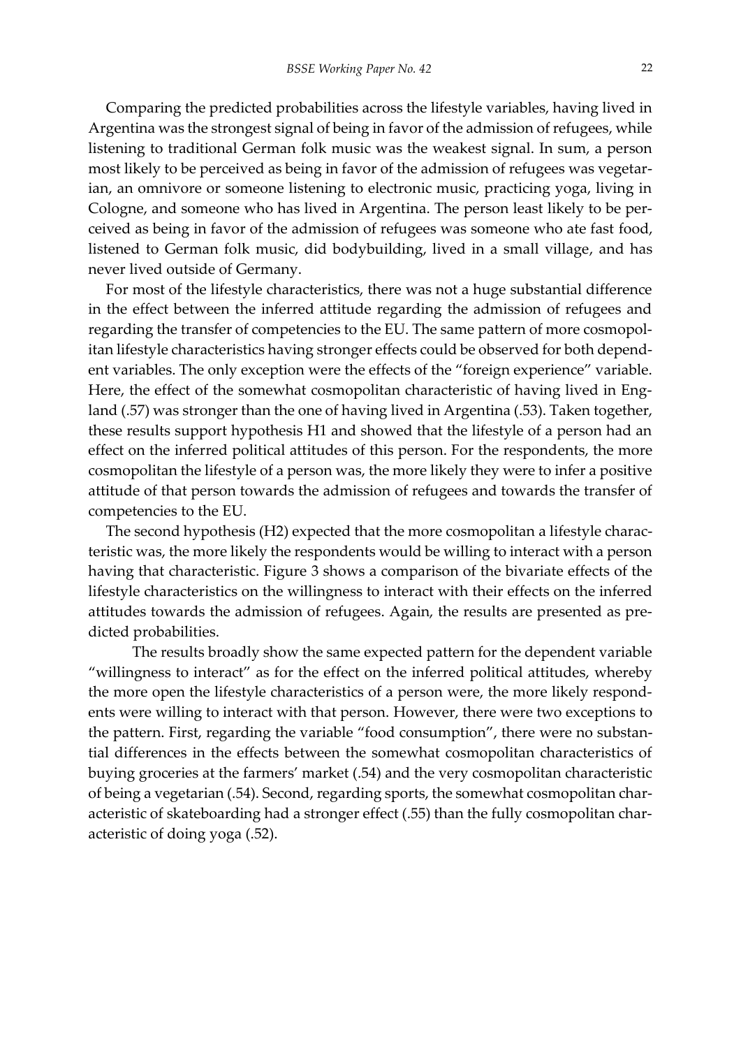Comparing the predicted probabilities across the lifestyle variables, having lived in Argentina was the strongest signal of being in favor of the admission of refugees, while listening to traditional German folk music was the weakest signal. In sum, a person most likely to be perceived as being in favor of the admission of refugees was vegetarian, an omnivore or someone listening to electronic music, practicing yoga, living in Cologne, and someone who has lived in Argentina. The person least likely to be perceived as being in favor of the admission of refugees was someone who ate fast food, listened to German folk music, did bodybuilding, lived in a small village, and has never lived outside of Germany.

For most of the lifestyle characteristics, there was not a huge substantial difference in the effect between the inferred attitude regarding the admission of refugees and regarding the transfer of competencies to the EU. The same pattern of more cosmopolitan lifestyle characteristics having stronger effects could be observed for both dependent variables. The only exception were the effects of the "foreign experience" variable. Here, the effect of the somewhat cosmopolitan characteristic of having lived in England (.57) was stronger than the one of having lived in Argentina (.53). Taken together, these results support hypothesis H1 and showed that the lifestyle of a person had an effect on the inferred political attitudes of this person. For the respondents, the more cosmopolitan the lifestyle of a person was, the more likely they were to infer a positive attitude of that person towards the admission of refugees and towards the transfer of competencies to the EU.

The second hypothesis (H2) expected that the more cosmopolitan a lifestyle characteristic was, the more likely the respondents would be willing to interact with a person having that characteristic. Figure 3 shows a comparison of the bivariate effects of the lifestyle characteristics on the willingness to interact with their effects on the inferred attitudes towards the admission of refugees. Again, the results are presented as predicted probabilities.

The results broadly show the same expected pattern for the dependent variable "willingness to interact" as for the effect on the inferred political attitudes, whereby the more open the lifestyle characteristics of a person were, the more likely respondents were willing to interact with that person. However, there were two exceptions to the pattern. First, regarding the variable "food consumption", there were no substantial differences in the effects between the somewhat cosmopolitan characteristics of buying groceries at the farmers' market (.54) and the very cosmopolitan characteristic of being a vegetarian (.54). Second, regarding sports, the somewhat cosmopolitan characteristic of skateboarding had a stronger effect (.55) than the fully cosmopolitan characteristic of doing yoga (.52).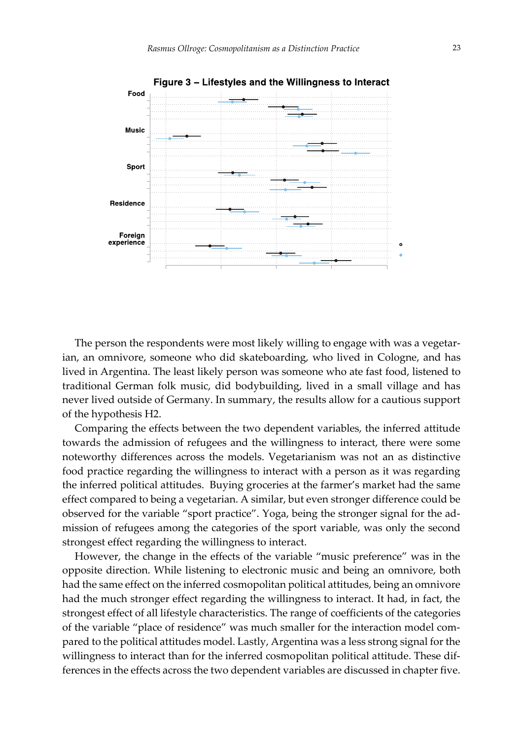**Figure 3 – Lifestyles and the Willingness to Interact**

Food

Music

Sport

Residence

Foreign experience

The person the respondents were most likely willing to engage with was a vegetarian, an omnivore, someone who did skateboarding, who lived in Cologne, and has lived in Argentina. The least likely person was someone who ate fast food, listened to traditional German folk music, did bodybuilding, lived in a small village and has never lived outside of Germany. In summary, the results allow for a cautious support of the hypothesis H2.

Comparing the effects between the two dependent variables, the inferred attitude towards the admission of refugees and the willingness to interact, there were some noteworthy differences across the models. Vegetarianism was not an as distinctive food practice regarding the willingness to interact with a person as it was regarding the inferred political attitudes. Buying groceries at the farmer's market had the same effect compared to being a vegetarian. A similar, but even stronger difference could be observed for the variable "sport practice". Yoga, being the stronger signal for the admission of refugees among the categories of the sport variable, was only the second strongest effect regarding the willingness to interact.

However, the change in the effects of the variable "music preference" was in the opposite direction. While listening to electronic music and being an omnivore, both had the same effect on the inferred cosmopolitan political attitudes, being an omnivore had the much stronger effect regarding the willingness to interact. It had, in fact, the strongest effect of all lifestyle characteristics. The range of coefficients of the categories of the variable "place of residence" was much smaller for the interaction model compared to the political attitudes model. Lastly, Argentina was a less strong signal for the willingness to interact than for the inferred cosmopolitan political attitude. These differences in the effects across the two dependent variables are discussed in chapter five.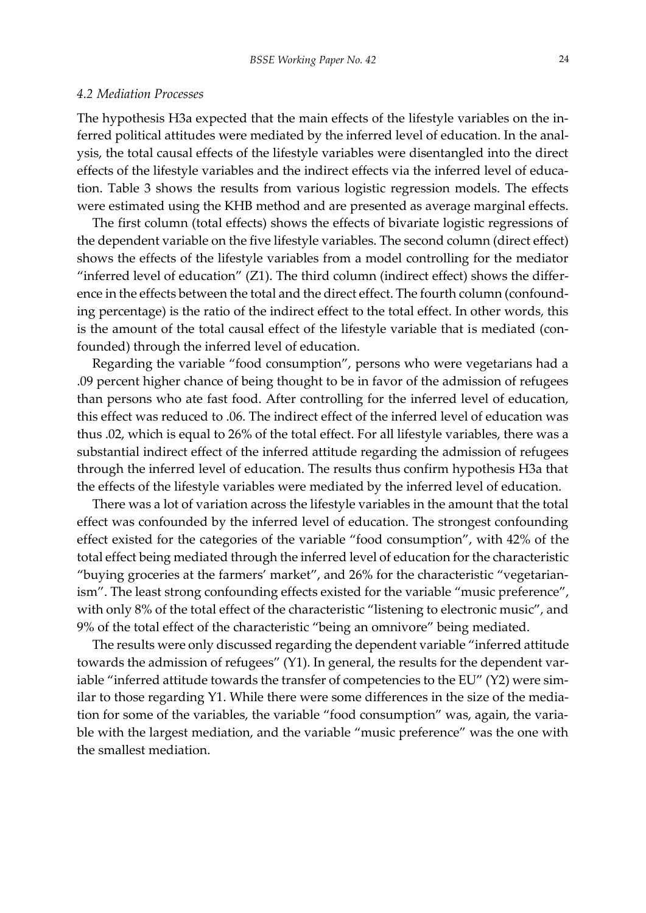### *4.2 Mediation Processes*

The hypothesis H3a expected that the main effects of the lifestyle variables on the inferred political attitudes were mediated by the inferred level of education. In the analysis, the total causal effects of the lifestyle variables were disentangled into the direct effects of the lifestyle variables and the indirect effects via the inferred level of education. Table 3 shows the results from various logistic regression models. The effects were estimated using the KHB method and are presented as average marginal effects.

The first column (total effects) shows the effects of bivariate logistic regressions of the dependent variable on the five lifestyle variables. The second column (direct effect) shows the effects of the lifestyle variables from a model controlling for the mediator "inferred level of education" (Z1). The third column (indirect effect) shows the difference in the effects between the total and the direct effect. The fourth column (confounding percentage) is the ratio of the indirect effect to the total effect. In other words, this is the amount of the total causal effect of the lifestyle variable that is mediated (confounded) through the inferred level of education.

Regarding the variable "food consumption", persons who were vegetarians had a .09 percent higher chance of being thought to be in favor of the admission of refugees than persons who ate fast food. After controlling for the inferred level of education, this effect was reduced to .06. The indirect effect of the inferred level of education was thus .02, which is equal to 26% of the total effect. For all lifestyle variables, there was a substantial indirect effect of the inferred attitude regarding the admission of refugees through the inferred level of education. The results thus confirm hypothesis H3a that the effects of the lifestyle variables were mediated by the inferred level of education.

There was a lot of variation across the lifestyle variables in the amount that the total effect was confounded by the inferred level of education. The strongest confounding effect existed for the categories of the variable "food consumption", with 42% of the total effect being mediated through the inferred level of education for the characteristic "buying groceries at the farmers' market", and 26% for the characteristic "vegetarianism". The least strong confounding effects existed for the variable "music preference", with only 8% of the total effect of the characteristic "listening to electronic music", and 9% of the total effect of the characteristic "being an omnivore" being mediated.

The results were only discussed regarding the dependent variable "inferred attitude towards the admission of refugees" (Y1). In general, the results for the dependent variable "inferred attitude towards the transfer of competencies to the EU" (Y2) were similar to those regarding Y1. While there were some differences in the size of the mediation for some of the variables, the variable "food consumption" was, again, the variable with the largest mediation, and the variable "music preference" was the one with the smallest mediation.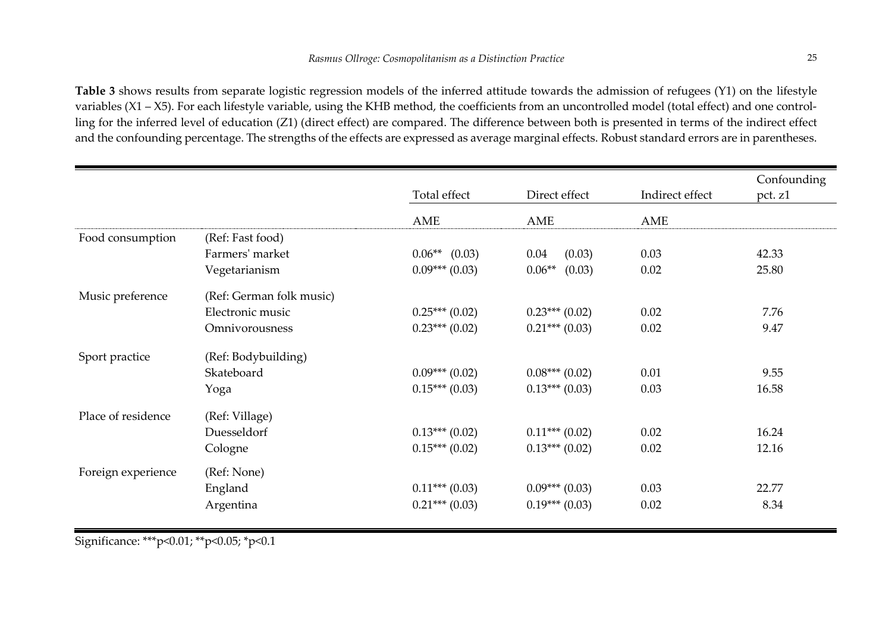**Table 3** shows results from separate logistic regression models of the inferred attitude towards the admission of refugees (Y1) on the lifestyle variables (X1 – X5). For each lifestyle variable, using the KHB method, the coefficients from an uncontrolled model (total effect) and one controlling for the inferred level of education (Z1) (direct effect) are compared. The difference between both is presented in terms of the indirect effect and the confounding percentage. The strengths of the effects are expressed as average marginal effects. Robust standard errors are in parentheses.

| | | Total effect | Direct effect | Indirect effect | Confounding pct. z1 |
|---|---|---|---|---|---|
| | | AME | AME | AME | |
| Food consumption | (Ref: Fast food) | | | | |
| | Farmers' market | 0.06** (0.03) | 0.04 (0.03) | 0.03 | 42.33 |
| | Vegetarianism | 0.09*** (0.03) | 0.06** (0.03) | 0.02 | 25.80 |
| Music preference | (Ref: German folk music) | | | | |
| | Electronic music | 0.25*** (0.02) | 0.23*** (0.02) | 0.02 | 7.76 |
| | Omnivorousness | 0.23*** (0.02) | 0.21*** (0.03) | 0.02 | 9.47 |
| Sport practice | (Ref: Bodybuilding) | | | | |
| | Skateboard | 0.09*** (0.02) | 0.08*** (0.02) | 0.01 | 9.55 |
| | Yoga | 0.15*** (0.03) | 0.13*** (0.03) | 0.03 | 16.58 |
| Place of residence | (Ref: Village) | | | | |
| | Duesseldorf | 0.13*** (0.02) | 0.11*** (0.02) | 0.02 | 16.24 |
| | Cologne | 0.15*** (0.02) | 0.13*** (0.02) | 0.02 | 12.16 |
| Foreign experience | (Ref: None) | | | | |
| | England | 0.11*** (0.03) | 0.09*** (0.03) | 0.03 | 22.77 |
| | Argentina | 0.21*** (0.03) | 0.19*** (0.03) | 0.02 | 8.34 |

Significance: ***p<0.01; **p<0.05; *p<0.1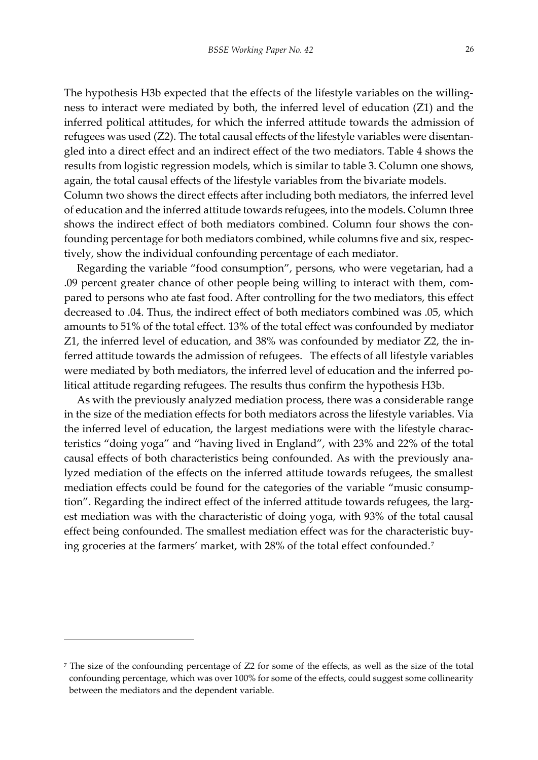The hypothesis H3b expected that the effects of the lifestyle variables on the willingness to interact were mediated by both, the inferred level of education (Z1) and the inferred political attitudes, for which the inferred attitude towards the admission of refugees was used (Z2). The total causal effects of the lifestyle variables were disentangled into a direct effect and an indirect effect of the two mediators. Table 4 shows the results from logistic regression models, which is similar to table 3. Column one shows, again, the total causal effects of the lifestyle variables from the bivariate models. Column two shows the direct effects after including both mediators, the inferred level of education and the inferred attitude towards refugees, into the models. Column three shows the indirect effect of both mediators combined. Column four shows the confounding percentage for both mediators combined, while columns five and six, respectively, show the individual confounding percentage of each mediator.

Regarding the variable "food consumption", persons, who were vegetarian, had a .09 percent greater chance of other people being willing to interact with them, compared to persons who ate fast food. After controlling for the two mediators, this effect decreased to .04. Thus, the indirect effect of both mediators combined was .05, which amounts to 51% of the total effect. 13% of the total effect was confounded by mediator Z1, the inferred level of education, and 38% was confounded by mediator Z2, the inferred attitude towards the admission of refugees. The effects of all lifestyle variables were mediated by both mediators, the inferred level of education and the inferred political attitude regarding refugees. The results thus confirm the hypothesis H3b.

As with the previously analyzed mediation process, there was a considerable range in the size of the mediation effects for both mediators across the lifestyle variables. Via the inferred level of education, the largest mediations were with the lifestyle characteristics "doing yoga" and "having lived in England", with 23% and 22% of the total causal effects of both characteristics being confounded. As with the previously analyzed mediation of the effects on the inferred attitude towards refugees, the smallest mediation effects could be found for the categories of the variable "music consumption". Regarding the indirect effect of the inferred attitude towards refugees, the largest mediation was with the characteristic of doing yoga, with 93% of the total causal effect being confounded. The smallest mediation effect was for the characteristic buying groceries at the farmers' market, with 28% of the total effect confounded.[7]

[7] The size of the confounding percentage of Z2 for some of the effects, as well as the size of the total confounding percentage, which was over 100% for some of the effects, could suggest some collinearity between the mediators and the dependent variable.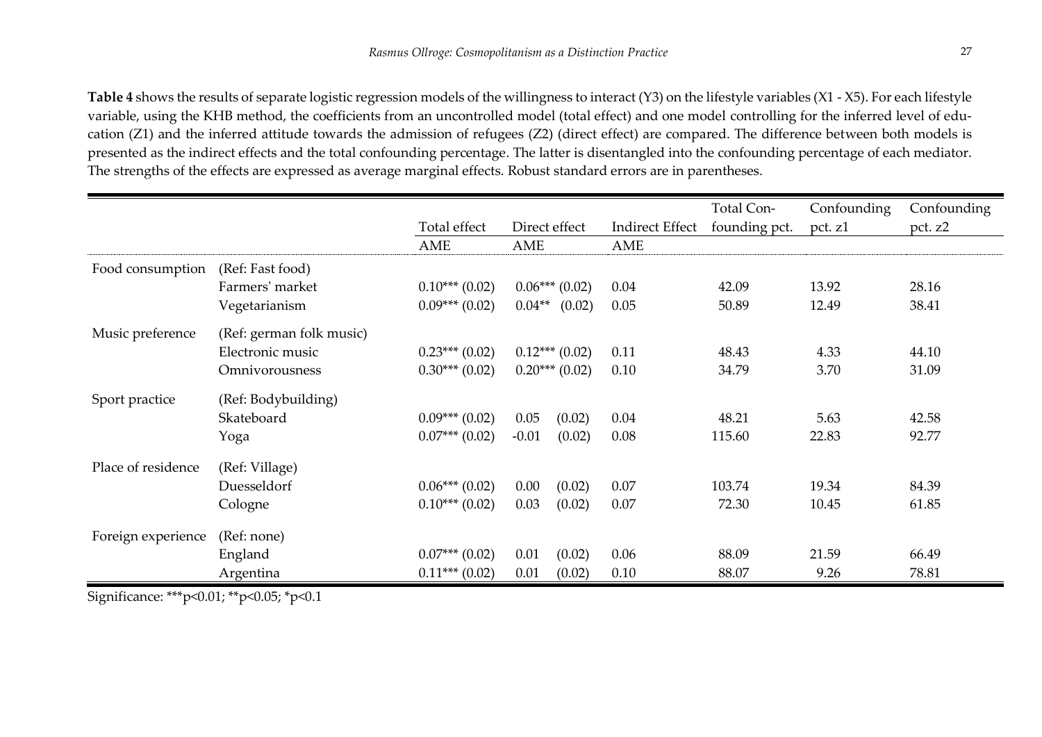**Table 4** shows the results of separate logistic regression models of the willingness to interact (Y3) on the lifestyle variables (X1 - X5). For each lifestyle variable, using the KHB method, the coefficients from an uncontrolled model (total effect) and one model controlling for the inferred level of education (Z1) and the inferred attitude towards the admission of refugees (Z2) (direct effect) are compared. The difference between both models is presented as the indirect effects and the total confounding percentage. The latter is disentangled into the confounding percentage of each mediator. The strengths of the effects are expressed as average marginal effects. Robust standard errors are in parentheses.

| | | Total effect | Direct effect | Indirect Effect | Total Confounding pct. | Confounding pct. z1 | Confounding pct. z2 |
|---|---|---|---|---|---|---|---|
| | | AME | AME | AME | | | |
| Food consumption | (Ref: Fast food) | | | | | | |
| | Farmers' market | 0.10*** (0.02) | 0.06*** (0.02) | 0.04 | 42.09 | 13.92 | 28.16 |
| | Vegetarianism | 0.09*** (0.02) | 0.04** (0.02) | 0.05 | 50.89 | 12.49 | 38.41 |
| Music preference | (Ref: german folk music) | | | | | | |
| | Electronic music | 0.23*** (0.02) | 0.12*** (0.02) | 0.11 | 48.43 | 4.33 | 44.10 |
| | Omnivorousness | 0.30*** (0.02) | 0.20*** (0.02) | 0.10 | 34.79 | 3.70 | 31.09 |
| Sport practice | (Ref: Bodybuilding) | | | | | | |
| | Skateboard | 0.09*** (0.02) | 0.05 (0.02) | 0.04 | 48.21 | 5.63 | 42.58 |
| | Yoga | 0.07*** (0.02) | -0.01 (0.02) | 0.08 | 115.60 | 22.83 | 92.77 |
| Place of residence | (Ref: Village) | | | | | | |
| | Duesseldorf | 0.06*** (0.02) | 0.00 (0.02) | 0.07 | 103.74 | 19.34 | 84.39 |
| | Cologne | 0.10*** (0.02) | 0.03 (0.02) | 0.07 | 72.30 | 10.45 | 61.85 |
| Foreign experience | (Ref: none) | | | | | | |
| | England | 0.07*** (0.02) | 0.01 (0.02) | 0.06 | 88.09 | 21.59 | 66.49 |
| | Argentina | 0.11*** (0.02) | 0.01 (0.02) | 0.10 | 88.07 | 9.26 | 78.81 |

Significance: ***p<0.01; **p<0.05; *p<0.1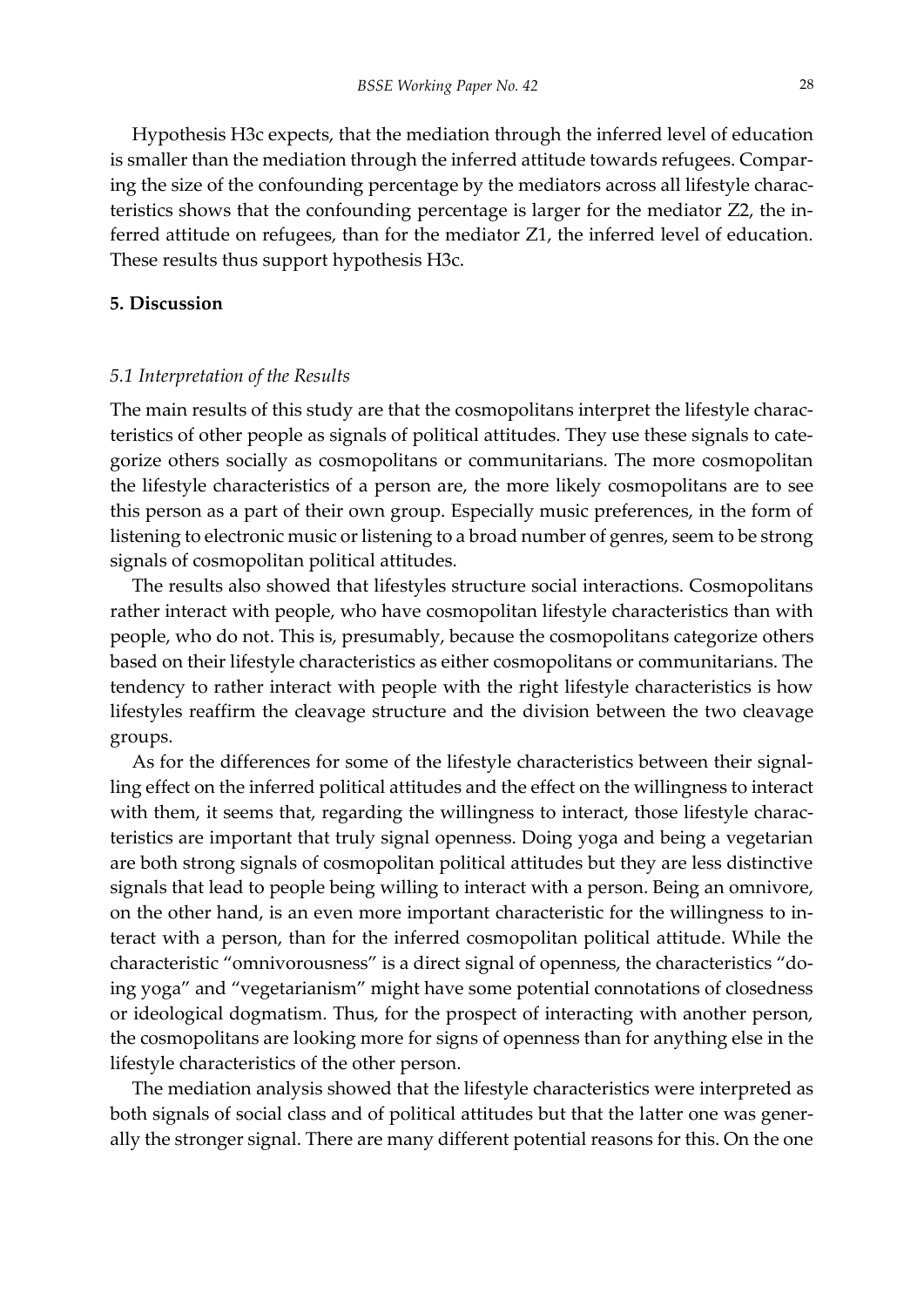Hypothesis H3c expects, that the mediation through the inferred level of education is smaller than the mediation through the inferred attitude towards refugees. Comparing the size of the confounding percentage by the mediators across all lifestyle characteristics shows that the confounding percentage is larger for the mediator Z2, the inferred attitude on refugees, than for the mediator Z1, the inferred level of education. These results thus support hypothesis H3c.

## 5. Discussion

### *5.1 Interpretation of the Results*

The main results of this study are that the cosmopolitans interpret the lifestyle characteristics of other people as signals of political attitudes. They use these signals to categorize others socially as cosmopolitans or communitarians. The more cosmopolitan the lifestyle characteristics of a person are, the more likely cosmopolitans are to see this person as a part of their own group. Especially music preferences, in the form of listening to electronic music or listening to a broad number of genres, seem to be strong signals of cosmopolitan political attitudes.

The results also showed that lifestyles structure social interactions. Cosmopolitans rather interact with people, who have cosmopolitan lifestyle characteristics than with people, who do not. This is, presumably, because the cosmopolitans categorize others based on their lifestyle characteristics as either cosmopolitans or communitarians. The tendency to rather interact with people with the right lifestyle characteristics is how lifestyles reaffirm the cleavage structure and the division between the two cleavage groups.

As for the differences for some of the lifestyle characteristics between their signalling effect on the inferred political attitudes and the effect on the willingness to interact with them, it seems that, regarding the willingness to interact, those lifestyle characteristics are important that truly signal openness. Doing yoga and being a vegetarian are both strong signals of cosmopolitan political attitudes but they are less distinctive signals that lead to people being willing to interact with a person. Being an omnivore, on the other hand, is an even more important characteristic for the willingness to interact with a person, than for the inferred cosmopolitan political attitude. While the characteristic "omnivorousness" is a direct signal of openness, the characteristics "doing yoga" and "vegetarianism" might have some potential connotations of closedness or ideological dogmatism. Thus, for the prospect of interacting with another person, the cosmopolitans are looking more for signs of openness than for anything else in the lifestyle characteristics of the other person.

The mediation analysis showed that the lifestyle characteristics were interpreted as both signals of social class and of political attitudes but that the latter one was generally the stronger signal. There are many different potential reasons for this. On the one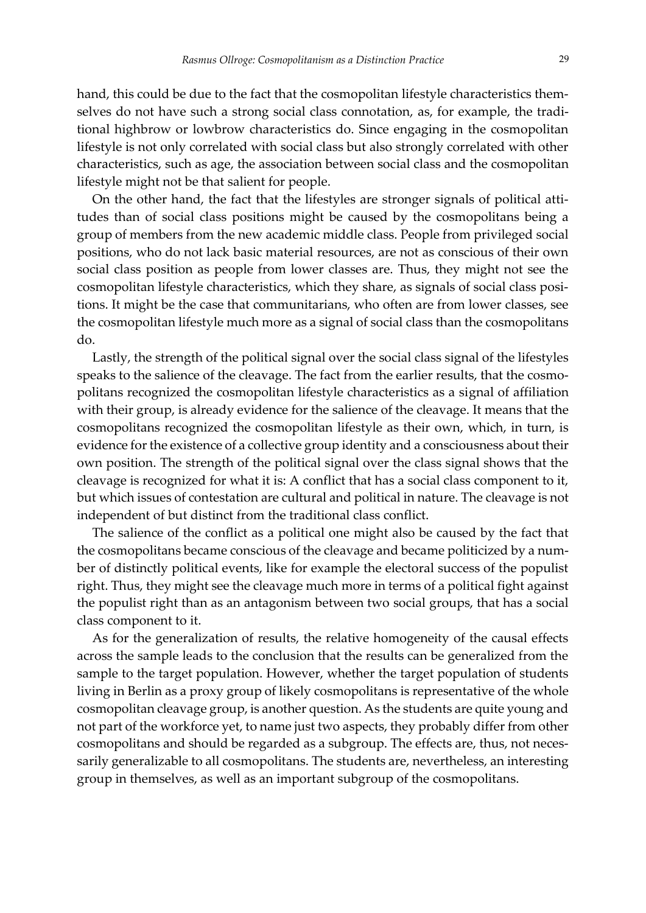hand, this could be due to the fact that the cosmopolitan lifestyle characteristics themselves do not have such a strong social class connotation, as, for example, the traditional highbrow or lowbrow characteristics do. Since engaging in the cosmopolitan lifestyle is not only correlated with social class but also strongly correlated with other characteristics, such as age, the association between social class and the cosmopolitan lifestyle might not be that salient for people.

On the other hand, the fact that the lifestyles are stronger signals of political attitudes than of social class positions might be caused by the cosmopolitans being a group of members from the new academic middle class. People from privileged social positions, who do not lack basic material resources, are not as conscious of their own social class position as people from lower classes are. Thus, they might not see the cosmopolitan lifestyle characteristics, which they share, as signals of social class positions. It might be the case that communitarians, who often are from lower classes, see the cosmopolitan lifestyle much more as a signal of social class than the cosmopolitans do.

Lastly, the strength of the political signal over the social class signal of the lifestyles speaks to the salience of the cleavage. The fact from the earlier results, that the cosmopolitans recognized the cosmopolitan lifestyle characteristics as a signal of affiliation with their group, is already evidence for the salience of the cleavage. It means that the cosmopolitans recognized the cosmopolitan lifestyle as their own, which, in turn, is evidence for the existence of a collective group identity and a consciousness about their own position. The strength of the political signal over the class signal shows that the cleavage is recognized for what it is: A conflict that has a social class component to it, but which issues of contestation are cultural and political in nature. The cleavage is not independent of but distinct from the traditional class conflict.

The salience of the conflict as a political one might also be caused by the fact that the cosmopolitans became conscious of the cleavage and became politicized by a number of distinctly political events, like for example the electoral success of the populist right. Thus, they might see the cleavage much more in terms of a political fight against the populist right than as an antagonism between two social groups, that has a social class component to it.

As for the generalization of results, the relative homogeneity of the causal effects across the sample leads to the conclusion that the results can be generalized from the sample to the target population. However, whether the target population of students living in Berlin as a proxy group of likely cosmopolitans is representative of the whole cosmopolitan cleavage group, is another question. As the students are quite young and not part of the workforce yet, to name just two aspects, they probably differ from other cosmopolitans and should be regarded as a subgroup. The effects are, thus, not necessarily generalizable to all cosmopolitans. The students are, nevertheless, an interesting group in themselves, as well as an important subgroup of the cosmopolitans.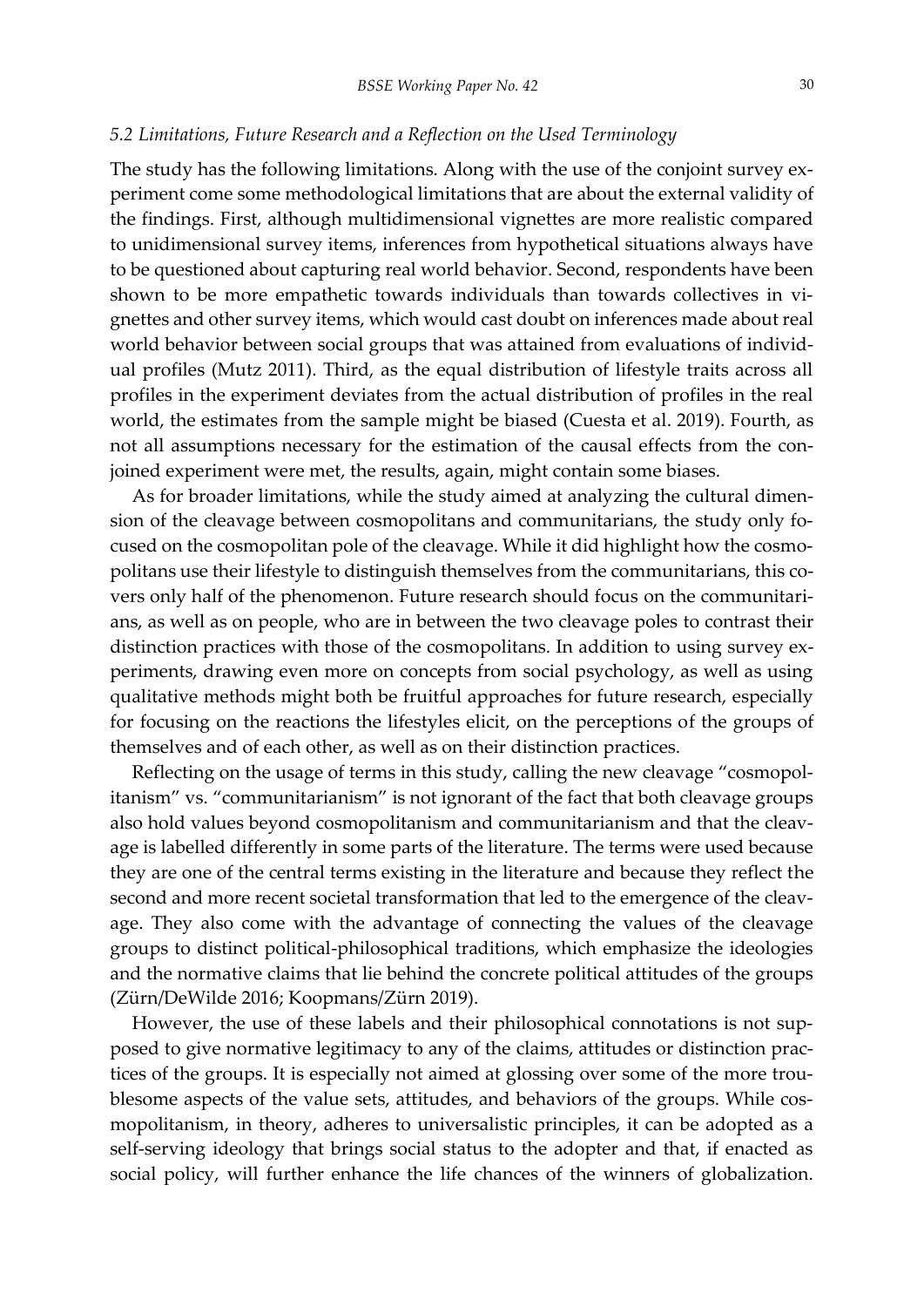### *5.2 Limitations, Future Research and a Reflection on the Used Terminology*

The study has the following limitations. Along with the use of the conjoint survey experiment come some methodological limitations that are about the external validity of the findings. First, although multidimensional vignettes are more realistic compared to unidimensional survey items, inferences from hypothetical situations always have to be questioned about capturing real world behavior. Second, respondents have been shown to be more empathetic towards individuals than towards collectives in vignettes and other survey items, which would cast doubt on inferences made about real world behavior between social groups that was attained from evaluations of individual profiles (Mutz 2011). Third, as the equal distribution of lifestyle traits across all profiles in the experiment deviates from the actual distribution of profiles in the real world, the estimates from the sample might be biased (Cuesta et al. 2019). Fourth, as not all assumptions necessary for the estimation of the causal effects from the conjoined experiment were met, the results, again, might contain some biases.

As for broader limitations, while the study aimed at analyzing the cultural dimension of the cleavage between cosmopolitans and communitarians, the study only focused on the cosmopolitan pole of the cleavage. While it did highlight how the cosmopolitans use their lifestyle to distinguish themselves from the communitarians, this covers only half of the phenomenon. Future research should focus on the communitarians, as well as on people, who are in between the two cleavage poles to contrast their distinction practices with those of the cosmopolitans. In addition to using survey experiments, drawing even more on concepts from social psychology, as well as using qualitative methods might both be fruitful approaches for future research, especially for focusing on the reactions the lifestyles elicit, on the perceptions of the groups of themselves and of each other, as well as on their distinction practices.

Reflecting on the usage of terms in this study, calling the new cleavage "cosmopolitanism" vs. "communitarianism" is not ignorant of the fact that both cleavage groups also hold values beyond cosmopolitanism and communitarianism and that the cleavage is labelled differently in some parts of the literature. The terms were used because they are one of the central terms existing in the literature and because they reflect the second and more recent societal transformation that led to the emergence of the cleavage. They also come with the advantage of connecting the values of the cleavage groups to distinct political-philosophical traditions, which emphasize the ideologies and the normative claims that lie behind the concrete political attitudes of the groups (Zürn/DeWilde 2016; Koopmans/Zürn 2019).

However, the use of these labels and their philosophical connotations is not supposed to give normative legitimacy to any of the claims, attitudes or distinction practices of the groups. It is especially not aimed at glossing over some of the more troublesome aspects of the value sets, attitudes, and behaviors of the groups. While cosmopolitanism, in theory, adheres to universalistic principles, it can be adopted as a self-serving ideology that brings social status to the adopter and that, if enacted as social policy, will further enhance the life chances of the winners of globalization.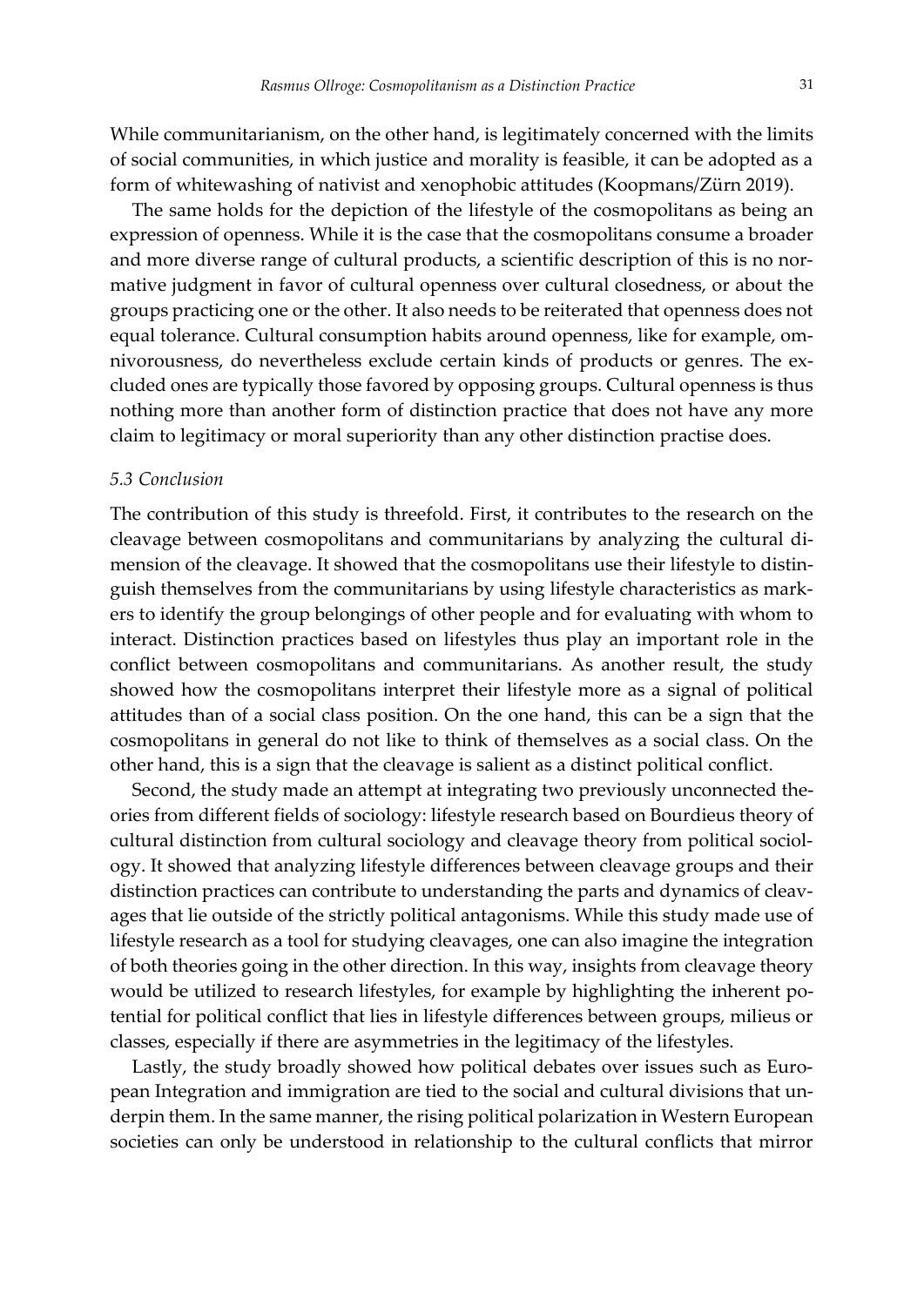While communitarianism, on the other hand, is legitimately concerned with the limits of social communities, in which justice and morality is feasible, it can be adopted as a form of whitewashing of nativist and xenophobic attitudes (Koopmans/Zürn 2019).

The same holds for the depiction of the lifestyle of the cosmopolitans as being an expression of openness. While it is the case that the cosmopolitans consume a broader and more diverse range of cultural products, a scientific description of this is no normative judgment in favor of cultural openness over cultural closedness, or about the groups practicing one or the other. It also needs to be reiterated that openness does not equal tolerance. Cultural consumption habits around openness, like for example, omnivorousness, do nevertheless exclude certain kinds of products or genres. The excluded ones are typically those favored by opposing groups. Cultural openness is thus nothing more than another form of distinction practice that does not have any more claim to legitimacy or moral superiority than any other distinction practise does.

### *5.3 Conclusion*

The contribution of this study is threefold. First, it contributes to the research on the cleavage between cosmopolitans and communitarians by analyzing the cultural dimension of the cleavage. It showed that the cosmopolitans use their lifestyle to distinguish themselves from the communitarians by using lifestyle characteristics as markers to identify the group belongings of other people and for evaluating with whom to interact. Distinction practices based on lifestyles thus play an important role in the conflict between cosmopolitans and communitarians. As another result, the study showed how the cosmopolitans interpret their lifestyle more as a signal of political attitudes than of a social class position. On the one hand, this can be a sign that the cosmopolitans in general do not like to think of themselves as a social class. On the other hand, this is a sign that the cleavage is salient as a distinct political conflict.

Second, the study made an attempt at integrating two previously unconnected theories from different fields of sociology: lifestyle research based on Bourdieus theory of cultural distinction from cultural sociology and cleavage theory from political sociology. It showed that analyzing lifestyle differences between cleavage groups and their distinction practices can contribute to understanding the parts and dynamics of cleavages that lie outside of the strictly political antagonisms. While this study made use of lifestyle research as a tool for studying cleavages, one can also imagine the integration of both theories going in the other direction. In this way, insights from cleavage theory would be utilized to research lifestyles, for example by highlighting the inherent potential for political conflict that lies in lifestyle differences between groups, milieus or classes, especially if there are asymmetries in the legitimacy of the lifestyles.

Lastly, the study broadly showed how political debates over issues such as European Integration and immigration are tied to the social and cultural divisions that underpin them. In the same manner, the rising political polarization in Western European societies can only be understood in relationship to the cultural conflicts that mirror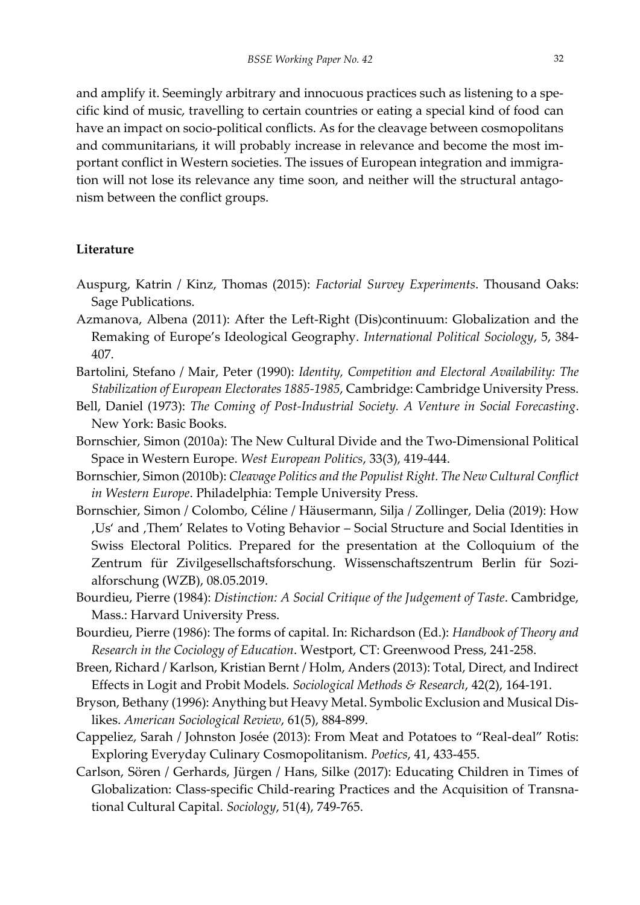and amplify it. Seemingly arbitrary and innocuous practices such as listening to a specific kind of music, travelling to certain countries or eating a special kind of food can have an impact on socio-political conflicts. As for the cleavage between cosmopolitans and communitarians, it will probably increase in relevance and become the most important conflict in Western societies. The issues of European integration and immigration will not lose its relevance any time soon, and neither will the structural antagonism between the conflict groups.

## Literature

Auspurg, Katrin / Kinz, Thomas (2015): *Factorial Survey Experiments*. Thousand Oaks: Sage Publications.

Azmanova, Albena (2011): After the Left-Right (Dis)continuum: Globalization and the Remaking of Europe's Ideological Geography. *International Political Sociology*, 5, 384-407.

Bartolini, Stefano / Mair, Peter (1990): *Identity, Competition and Electoral Availability: The Stabilization of European Electorates 1885-1985*, Cambridge: Cambridge University Press.

Bell, Daniel (1973): *The Coming of Post-Industrial Society. A Venture in Social Forecasting*. New York: Basic Books.

Bornschier, Simon (2010a): The New Cultural Divide and the Two-Dimensional Political Space in Western Europe. *West European Politics*, 33(3), 419-444.

Bornschier, Simon (2010b): *Cleavage Politics and the Populist Right. The New Cultural Conflict in Western Europe*. Philadelphia: Temple University Press.

Bornschier, Simon / Colombo, Céline / Häusermann, Silja / Zollinger, Delia (2019): How ‚Us' and ‚Them' Relates to Voting Behavior – Social Structure and Social Identities in Swiss Electoral Politics. Prepared for the presentation at the Colloquium of the Zentrum für Zivilgesellschaftsforschung. Wissenschaftszentrum Berlin für Sozialforschung (WZB), 08.05.2019.

Bourdieu, Pierre (1984): *Distinction: A Social Critique of the Judgement of Taste*. Cambridge, Mass.: Harvard University Press.

Bourdieu, Pierre (1986): The forms of capital. In: Richardson (Ed.): *Handbook of Theory and Research in the Cociology of Education*. Westport, CT: Greenwood Press, 241-258.

Breen, Richard / Karlson, Kristian Bernt / Holm, Anders (2013): Total, Direct, and Indirect Effects in Logit and Probit Models. *Sociological Methods & Research*, 42(2), 164-191.

Bryson, Bethany (1996): Anything but Heavy Metal. Symbolic Exclusion and Musical Dislikes. *American Sociological Review*, 61(5), 884-899.

Cappeliez, Sarah / Johnston Josée (2013): From Meat and Potatoes to "Real-deal" Rotis: Exploring Everyday Culinary Cosmopolitanism. *Poetics*, 41, 433-455.

Carlson, Sören / Gerhards, Jürgen / Hans, Silke (2017): Educating Children in Times of Globalization: Class-specific Child-rearing Practices and the Acquisition of Transnational Cultural Capital. *Sociology*, 51(4), 749-765.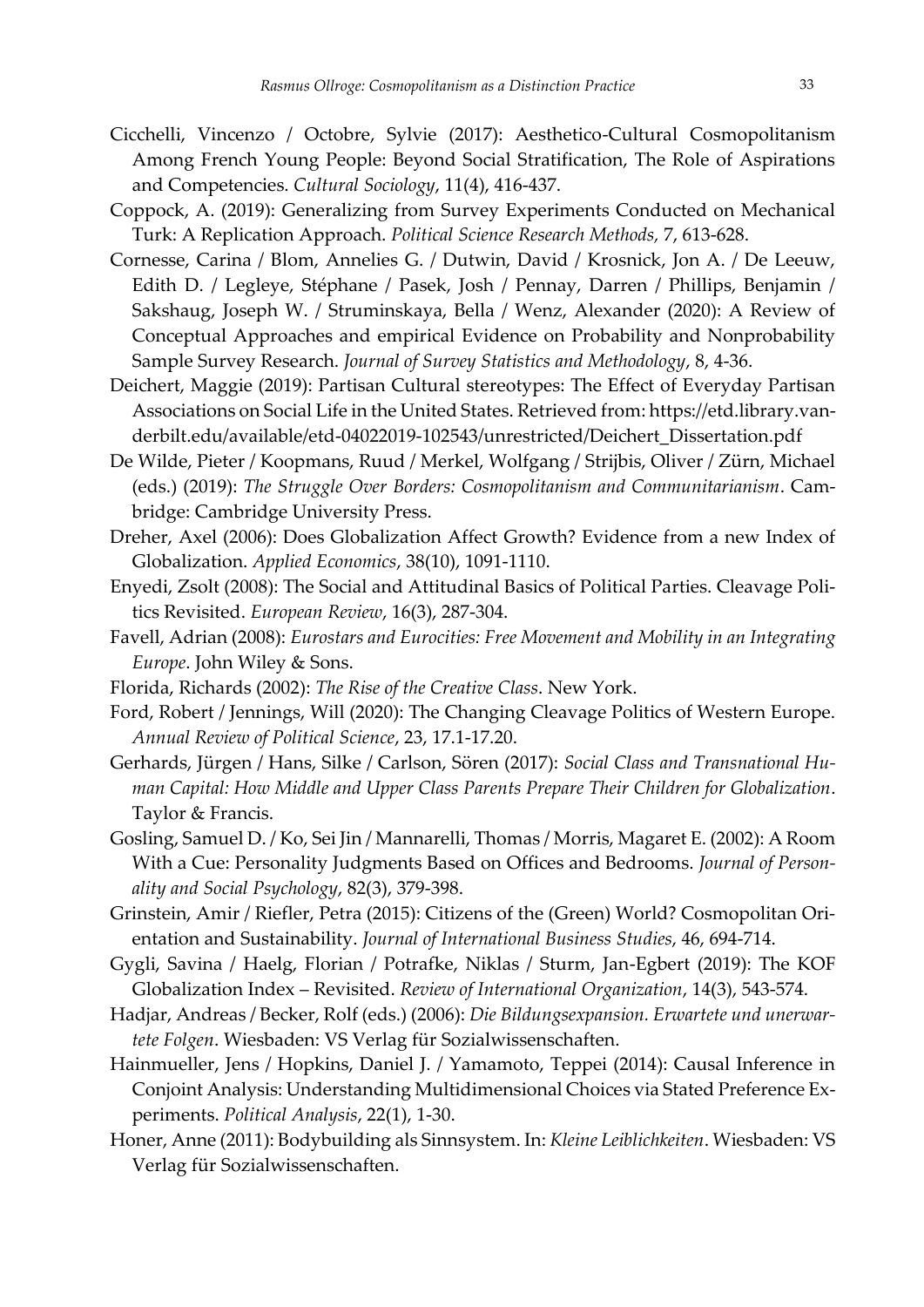Cicchelli, Vincenzo / Octobre, Sylvie (2017): Aesthetico-Cultural Cosmopolitanism Among French Young People: Beyond Social Stratification, The Role of Aspirations and Competencies. *Cultural Sociology*, 11(4), 416-437.

Coppock, A. (2019): Generalizing from Survey Experiments Conducted on Mechanical Turk: A Replication Approach. *Political Science Research Methods*, 7, 613-628.

Cornesse, Carina / Blom, Annelies G. / Dutwin, David / Krosnick, Jon A. / De Leeuw, Edith D. / Legleye, Stéphane / Pasek, Josh / Pennay, Darren / Phillips, Benjamin / Sakshaug, Joseph W. / Struminskaya, Bella / Wenz, Alexander (2020): A Review of Conceptual Approaches and empirical Evidence on Probability and Nonprobability Sample Survey Research. *Journal of Survey Statistics and Methodology*, 8, 4-36.

Deichert, Maggie (2019): Partisan Cultural stereotypes: The Effect of Everyday Partisan Associations on Social Life in the United States. Retrieved from: https://etd.library.vanderbilt.edu/available/etd-04022019-102543/unrestricted/Deichert_Dissertation.pdf

De Wilde, Pieter / Koopmans, Ruud / Merkel, Wolfgang / Strijbis, Oliver / Zürn, Michael (eds.) (2019): *The Struggle Over Borders: Cosmopolitanism and Communitarianism*. Cambridge: Cambridge University Press.

Dreher, Axel (2006): Does Globalization Affect Growth? Evidence from a new Index of Globalization. *Applied Economics*, 38(10), 1091-1110.

Enyedi, Zsolt (2008): The Social and Attitudinal Basics of Political Parties. Cleavage Politics Revisited. *European Review*, 16(3), 287-304.

Favell, Adrian (2008): *Eurostars and Eurocities: Free Movement and Mobility in an Integrating Europe*. John Wiley & Sons.

Florida, Richards (2002): *The Rise of the Creative Class*. New York.

Ford, Robert / Jennings, Will (2020): The Changing Cleavage Politics of Western Europe. *Annual Review of Political Science*, 23, 17.1-17.20.

Gerhards, Jürgen / Hans, Silke / Carlson, Sören (2017): *Social Class and Transnational Human Capital: How Middle and Upper Class Parents Prepare Their Children for Globalization*. Taylor & Francis.

Gosling, Samuel D. / Ko, Sei Jin / Mannarelli, Thomas / Morris, Magaret E. (2002): A Room With a Cue: Personality Judgments Based on Offices and Bedrooms. *Journal of Personality and Social Psychology*, 82(3), 379-398.

Grinstein, Amir / Riefler, Petra (2015): Citizens of the (Green) World? Cosmopolitan Orientation and Sustainability. *Journal of International Business Studies*, 46, 694-714.

Gygli, Savina / Haelg, Florian / Potrafke, Niklas / Sturm, Jan-Egbert (2019): The KOF Globalization Index – Revisited. *Review of International Organization*, 14(3), 543-574.

Hadjar, Andreas / Becker, Rolf (eds.) (2006): *Die Bildungsexpansion. Erwartete und unerwartete Folgen*. Wiesbaden: VS Verlag für Sozialwissenschaften.

Hainmueller, Jens / Hopkins, Daniel J. / Yamamoto, Teppei (2014): Causal Inference in Conjoint Analysis: Understanding Multidimensional Choices via Stated Preference Experiments. *Political Analysis*, 22(1), 1-30.

Honer, Anne (2011): Bodybuilding als Sinnsystem. In: *Kleine Leiblichkeiten*. Wiesbaden: VS Verlag für Sozialwissenschaften.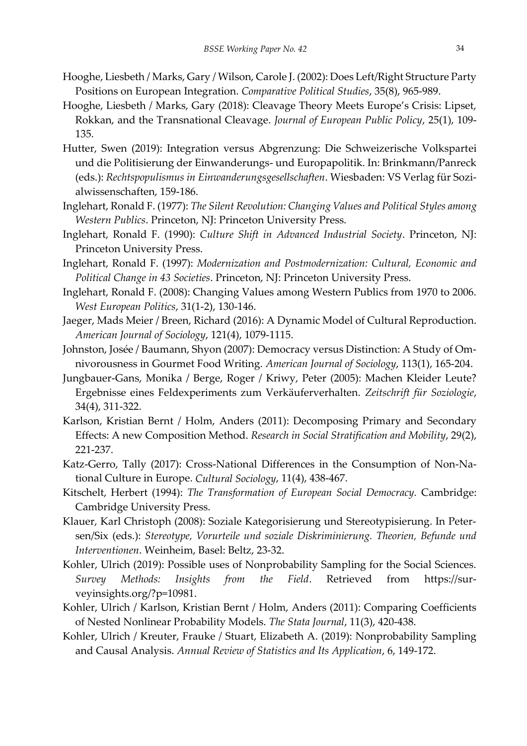Hooghe, Liesbeth / Marks, Gary / Wilson, Carole J. (2002): Does Left/Right Structure Party Positions on European Integration. *Comparative Political Studies*, 35(8), 965-989.

Hooghe, Liesbeth / Marks, Gary (2018): Cleavage Theory Meets Europe's Crisis: Lipset, Rokkan, and the Transnational Cleavage. *Journal of European Public Policy*, 25(1), 109-135.

Hutter, Swen (2019): Integration versus Abgrenzung: Die Schweizerische Volkspartei und die Politisierung der Einwanderungs- und Europapolitik. In: Brinkmann/Panreck (eds.): *Rechtspopulismus in Einwanderungsgesellschaften*. Wiesbaden: VS Verlag für Sozialwissenschaften, 159-186.

Inglehart, Ronald F. (1977): *The Silent Revolution: Changing Values and Political Styles among Western Publics*. Princeton, NJ: Princeton University Press.

Inglehart, Ronald F. (1990): *Culture Shift in Advanced Industrial Society*. Princeton, NJ: Princeton University Press.

Inglehart, Ronald F. (1997): *Modernization and Postmodernization: Cultural, Economic and Political Change in 43 Societies*. Princeton, NJ: Princeton University Press.

Inglehart, Ronald F. (2008): Changing Values among Western Publics from 1970 to 2006. *West European Politics*, 31(1-2), 130-146.

Jaeger, Mads Meier / Breen, Richard (2016): A Dynamic Model of Cultural Reproduction. *American Journal of Sociology*, 121(4), 1079-1115.

Johnston, Josée / Baumann, Shyon (2007): Democracy versus Distinction: A Study of Omnivorousness in Gourmet Food Writing. *American Journal of Sociology*, 113(1), 165-204.

Jungbauer-Gans, Monika / Berge, Roger / Kriwy, Peter (2005): Machen Kleider Leute? Ergebnisse eines Feldexperiments zum Verkäuferverhalten. *Zeitschrift für Soziologie*, 34(4), 311-322.

Karlson, Kristian Bernt / Holm, Anders (2011): Decomposing Primary and Secondary Effects: A new Composition Method. *Research in Social Stratification and Mobility*, 29(2), 221-237.

Katz-Gerro, Tally (2017): Cross-National Differences in the Consumption of Non-National Culture in Europe. *Cultural Sociology*, 11(4), 438-467.

Kitschelt, Herbert (1994): *The Transformation of European Social Democracy.* Cambridge: Cambridge University Press.

Klauer, Karl Christoph (2008): Soziale Kategorisierung und Stereotypisierung. In Petersen/Six (eds.): *Stereotype, Vorurteile und soziale Diskriminierung. Theorien, Befunde und Interventionen*. Weinheim, Basel: Beltz, 23-32.

Kohler, Ulrich (2019): Possible uses of Nonprobability Sampling for the Social Sciences. *Survey Methods: Insights from the Field*. Retrieved from https://surveyinsights.org/?p=10981.

Kohler, Ulrich / Karlson, Kristian Bernt / Holm, Anders (2011): Comparing Coefficients of Nested Nonlinear Probability Models. *The Stata Journal*, 11(3), 420-438.

Kohler, Ulrich / Kreuter, Frauke / Stuart, Elizabeth A. (2019): Nonprobability Sampling and Causal Analysis. *Annual Review of Statistics and Its Application*, 6, 149-172.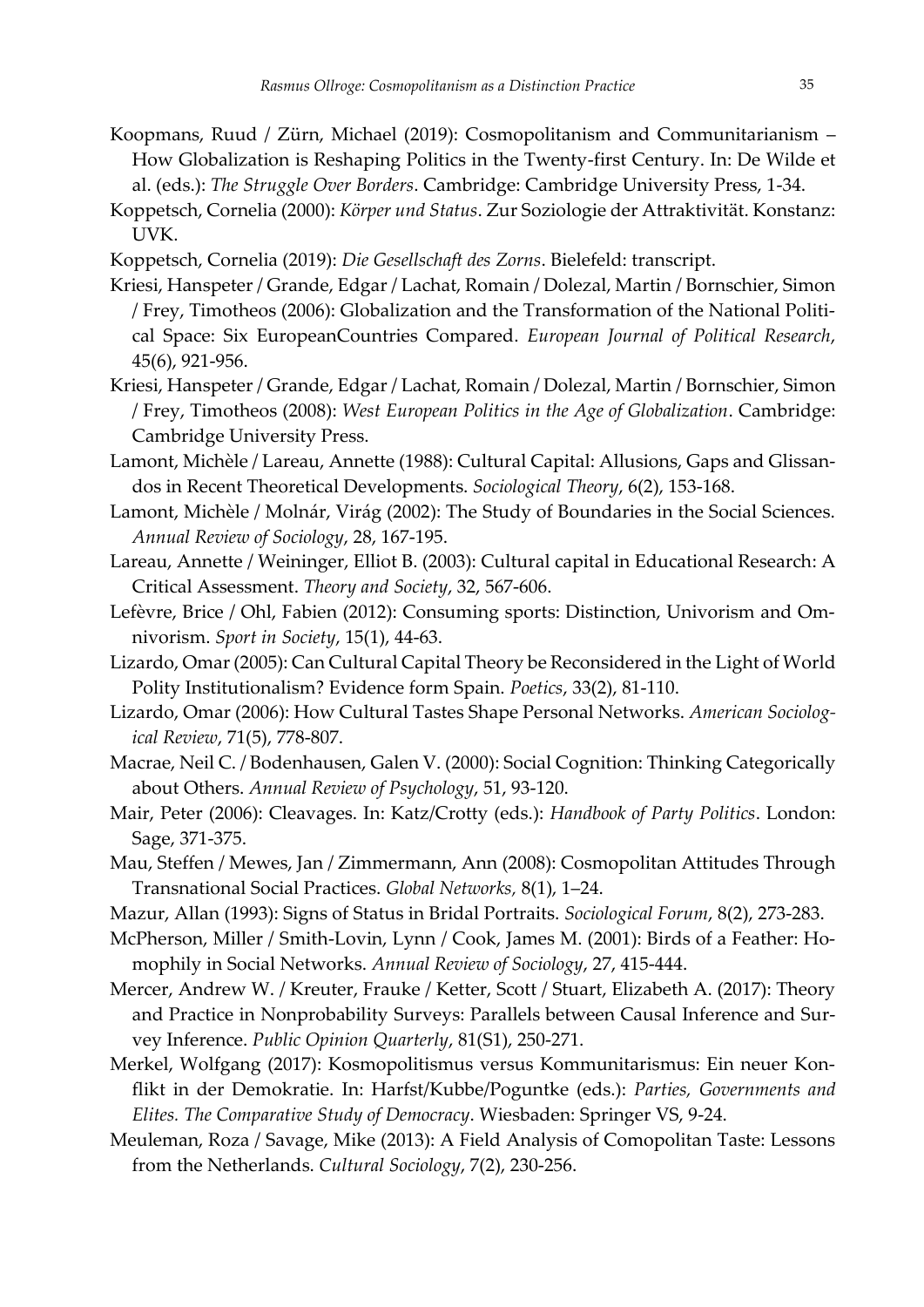Koopmans, Ruud / Zürn, Michael (2019): Cosmopolitanism and Communitarianism – How Globalization is Reshaping Politics in the Twenty-first Century. In: De Wilde et al. (eds.): *The Struggle Over Borders*. Cambridge: Cambridge University Press, 1-34.

Koppetsch, Cornelia (2000): *Körper und Status*. Zur Soziologie der Attraktivität. Konstanz: UVK.

Koppetsch, Cornelia (2019): *Die Gesellschaft des Zorns*. Bielefeld: transcript.

Kriesi, Hanspeter / Grande, Edgar / Lachat, Romain / Dolezal, Martin / Bornschier, Simon / Frey, Timotheos (2006): Globalization and the Transformation of the National Political Space: Six EuropeanCountries Compared. *European Journal of Political Research*, 45(6), 921-956.

Kriesi, Hanspeter / Grande, Edgar / Lachat, Romain / Dolezal, Martin / Bornschier, Simon / Frey, Timotheos (2008): *West European Politics in the Age of Globalization*. Cambridge: Cambridge University Press.

Lamont, Michèle / Lareau, Annette (1988): Cultural Capital: Allusions, Gaps and Glissandos in Recent Theoretical Developments. *Sociological Theory*, 6(2), 153-168.

Lamont, Michèle / Molnár, Virág (2002): The Study of Boundaries in the Social Sciences. *Annual Review of Sociology*, 28, 167-195.

Lareau, Annette / Weininger, Elliot B. (2003): Cultural capital in Educational Research: A Critical Assessment. *Theory and Society*, 32, 567-606.

Lefèvre, Brice / Ohl, Fabien (2012): Consuming sports: Distinction, Univorism and Omnivorism. *Sport in Society*, 15(1), 44-63.

Lizardo, Omar (2005): Can Cultural Capital Theory be Reconsidered in the Light of World Polity Institutionalism? Evidence form Spain. *Poetics*, 33(2), 81-110.

Lizardo, Omar (2006): How Cultural Tastes Shape Personal Networks. *American Sociological Review*, 71(5), 778-807.

Macrae, Neil C. / Bodenhausen, Galen V. (2000): Social Cognition: Thinking Categorically about Others. *Annual Review of Psychology*, 51, 93-120.

Mair, Peter (2006): Cleavages. In: Katz/Crotty (eds.): *Handbook of Party Politics*. London: Sage, 371-375.

Mau, Steffen / Mewes, Jan / Zimmermann, Ann (2008): Cosmopolitan Attitudes Through Transnational Social Practices. *Global Networks*, 8(1), 1–24.

Mazur, Allan (1993): Signs of Status in Bridal Portraits. *Sociological Forum*, 8(2), 273-283.

McPherson, Miller / Smith-Lovin, Lynn / Cook, James M. (2001): Birds of a Feather: Homophily in Social Networks. *Annual Review of Sociology*, 27, 415-444.

Mercer, Andrew W. / Kreuter, Frauke / Ketter, Scott / Stuart, Elizabeth A. (2017): Theory and Practice in Nonprobability Surveys: Parallels between Causal Inference and Survey Inference. *Public Opinion Quarterly*, 81(S1), 250-271.

Merkel, Wolfgang (2017): Kosmopolitismus versus Kommunitarismus: Ein neuer Konflikt in der Demokratie. In: Harfst/Kubbe/Poguntke (eds.): *Parties, Governments and Elites. The Comparative Study of Democracy*. Wiesbaden: Springer VS, 9-24.

Meuleman, Roza / Savage, Mike (2013): A Field Analysis of Comopolitan Taste: Lessons from the Netherlands. *Cultural Sociology*, 7(2), 230-256.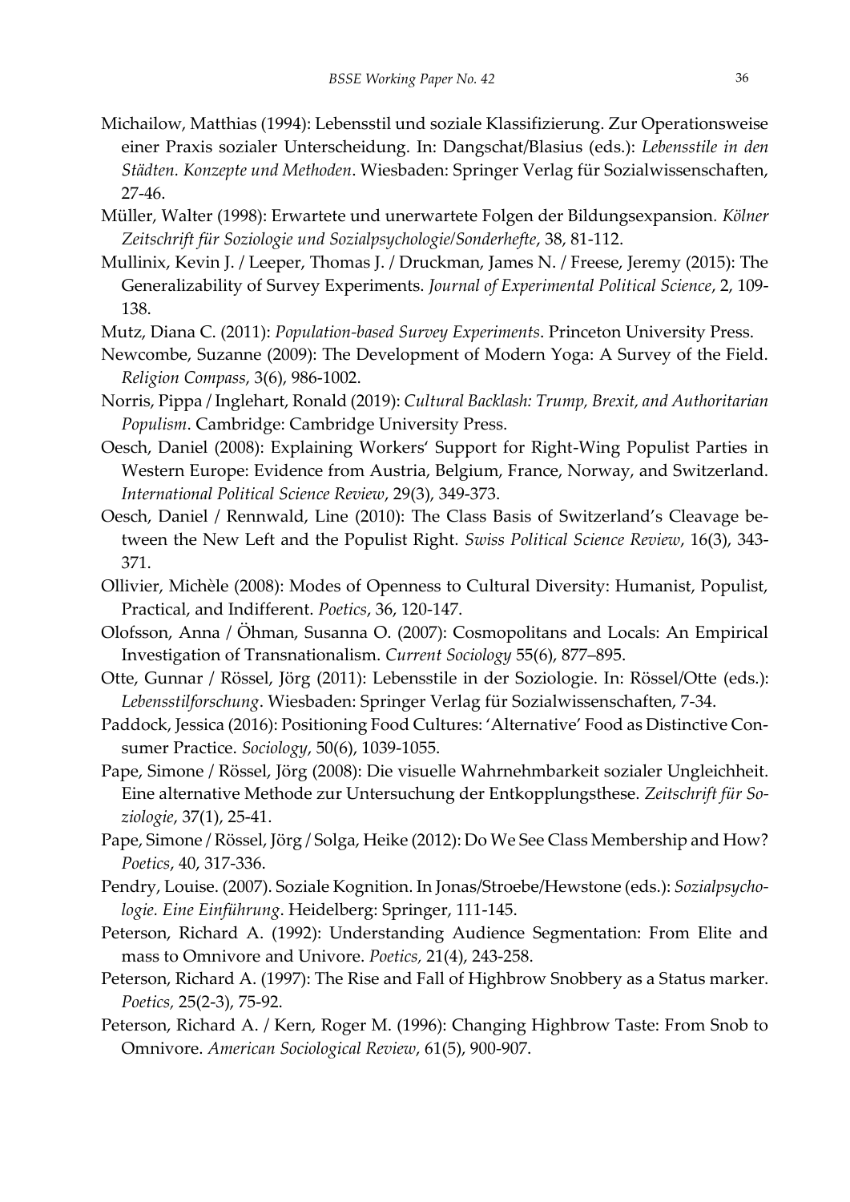Michailow, Matthias (1994): Lebensstil und soziale Klassifizierung. Zur Operationsweise einer Praxis sozialer Unterscheidung. In: Dangschat/Blasius (eds.): *Lebensstile in den Städten. Konzepte und Methoden*. Wiesbaden: Springer Verlag für Sozialwissenschaften, 27-46.

Müller, Walter (1998): Erwartete und unerwartete Folgen der Bildungsexpansion. *Kölner Zeitschrift für Soziologie und Sozialpsychologie/Sonderhefte*, 38, 81-112.

Mullinix, Kevin J. / Leeper, Thomas J. / Druckman, James N. / Freese, Jeremy (2015): The Generalizability of Survey Experiments. *Journal of Experimental Political Science*, 2, 109-138.

Mutz, Diana C. (2011): *Population-based Survey Experiments*. Princeton University Press.

Newcombe, Suzanne (2009): The Development of Modern Yoga: A Survey of the Field. *Religion Compass*, 3(6), 986-1002.

Norris, Pippa / Inglehart, Ronald (2019): *Cultural Backlash: Trump, Brexit, and Authoritarian Populism*. Cambridge: Cambridge University Press.

Oesch, Daniel (2008): Explaining Workers' Support for Right-Wing Populist Parties in Western Europe: Evidence from Austria, Belgium, France, Norway, and Switzerland. *International Political Science Review*, 29(3), 349-373.

Oesch, Daniel / Rennwald, Line (2010): The Class Basis of Switzerland's Cleavage between the New Left and the Populist Right. *Swiss Political Science Review*, 16(3), 343-371.

Ollivier, Michèle (2008): Modes of Openness to Cultural Diversity: Humanist, Populist, Practical, and Indifferent. *Poetics*, 36, 120-147.

Olofsson, Anna / Öhman, Susanna O. (2007): Cosmopolitans and Locals: An Empirical Investigation of Transnationalism. *Current Sociology* 55(6), 877–895.

Otte, Gunnar / Rössel, Jörg (2011): Lebensstile in der Soziologie. In: Rössel/Otte (eds.): *Lebensstilforschung*. Wiesbaden: Springer Verlag für Sozialwissenschaften, 7-34.

Paddock, Jessica (2016): Positioning Food Cultures: 'Alternative' Food as Distinctive Consumer Practice. *Sociology*, 50(6), 1039-1055.

Pape, Simone / Rössel, Jörg (2008): Die visuelle Wahrnehmbarkeit sozialer Ungleichheit. Eine alternative Methode zur Untersuchung der Entkopplungsthese. *Zeitschrift für Soziologie*, 37(1), 25-41.

Pape, Simone / Rössel, Jörg / Solga, Heike (2012): Do We See Class Membership and How? *Poetics*, 40, 317-336.

Pendry, Louise. (2007). Soziale Kognition. In Jonas/Stroebe/Hewstone (eds.): *Sozialpsychologie. Eine Einführung*. Heidelberg: Springer, 111-145.

Peterson, Richard A. (1992): Understanding Audience Segmentation: From Elite and mass to Omnivore and Univore. *Poetics,* 21(4), 243-258.

Peterson, Richard A. (1997): The Rise and Fall of Highbrow Snobbery as a Status marker. *Poetics,* 25(2-3), 75-92.

Peterson, Richard A. / Kern, Roger M. (1996): Changing Highbrow Taste: From Snob to Omnivore. *American Sociological Review*, 61(5), 900-907.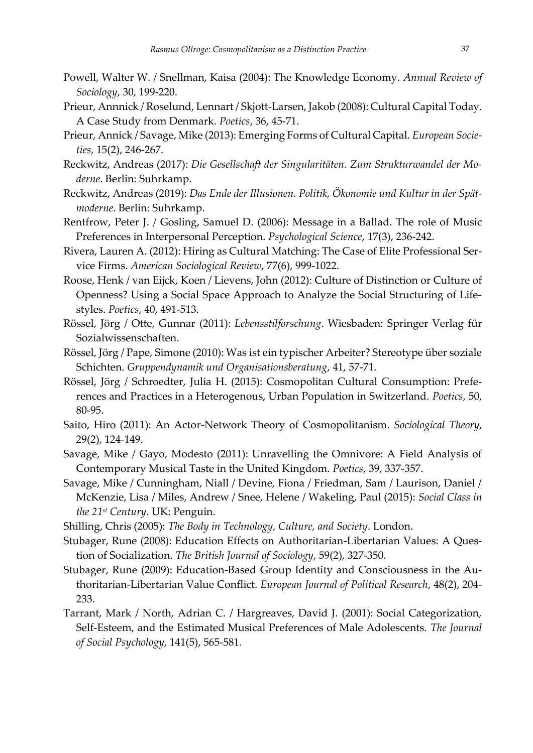Powell, Walter W. / Snellman, Kaisa (2004): The Knowledge Economy. *Annual Review of Sociology*, 30, 199-220.

Prieur, Annnick / Roselund, Lennart / Skjott-Larsen, Jakob (2008): Cultural Capital Today. A Case Study from Denmark. *Poetics*, 36, 45-71.

Prieur, Annick / Savage, Mike (2013): Emerging Forms of Cultural Capital. *European Societies*, 15(2), 246-267.

Reckwitz, Andreas (2017): *Die Gesellschaft der Singularitäten. Zum Strukturwandel der Moderne*. Berlin: Suhrkamp.

Reckwitz, Andreas (2019): *Das Ende der Illusionen. Politik, Ökonomie und Kultur in der Spätmoderne*. Berlin: Suhrkamp.

Rentfrow, Peter J. / Gosling, Samuel D. (2006): Message in a Ballad. The role of Music Preferences in Interpersonal Perception. *Psychological Science*, 17(3), 236-242.

Rivera, Lauren A. (2012): Hiring as Cultural Matching: The Case of Elite Professional Service Firms. *American Sociological Review*, 77(6), 999-1022.

Roose, Henk / van Eijck, Koen / Lievens, John (2012): Culture of Distinction or Culture of Openness? Using a Social Space Approach to Analyze the Social Structuring of Lifestyles. *Poetics*, 40, 491-513.

Rössel, Jörg / Otte, Gunnar (2011): *Lebensstilforschung*. Wiesbaden: Springer Verlag für Sozialwissenschaften.

Rössel, Jörg / Pape, Simone (2010): Was ist ein typischer Arbeiter? Stereotype über soziale Schichten. *Gruppendynamik und Organisationsberatung*, 41, 57-71.

Rössel, Jörg / Schroedter, Julia H. (2015): Cosmopolitan Cultural Consumption: Preferences and Practices in a Heterogenous, Urban Population in Switzerland. *Poetics*, 50, 80-95.

Saito, Hiro (2011): An Actor-Network Theory of Cosmopolitanism. *Sociological Theory*, 29(2), 124-149.

Savage, Mike / Gayo, Modesto (2011): Unravelling the Omnivore: A Field Analysis of Contemporary Musical Taste in the United Kingdom. *Poetics*, 39, 337-357.

Savage, Mike / Cunningham, Niall / Devine, Fiona / Friedman, Sam / Laurison, Daniel / McKenzie, Lisa / Miles, Andrew / Snee, Helene / Wakeling, Paul (2015): *Social Class in the 21st Century*. UK: Penguin.

Shilling, Chris (2005): *The Body in Technology, Culture, and Society*. London.

Stubager, Rune (2008): Education Effects on Authoritarian-Libertarian Values: A Question of Socialization. *The British Journal of Sociology*, 59(2), 327-350.

Stubager, Rune (2009): Education-Based Group Identity and Consciousness in the Authoritarian-Libertarian Value Conflict. *European Journal of Political Research*, 48(2), 204-233.

Tarrant, Mark / North, Adrian C. / Hargreaves, David J. (2001): Social Categorization, Self-Esteem, and the Estimated Musical Preferences of Male Adolescents. *The Journal of Social Psychology*, 141(5), 565-581.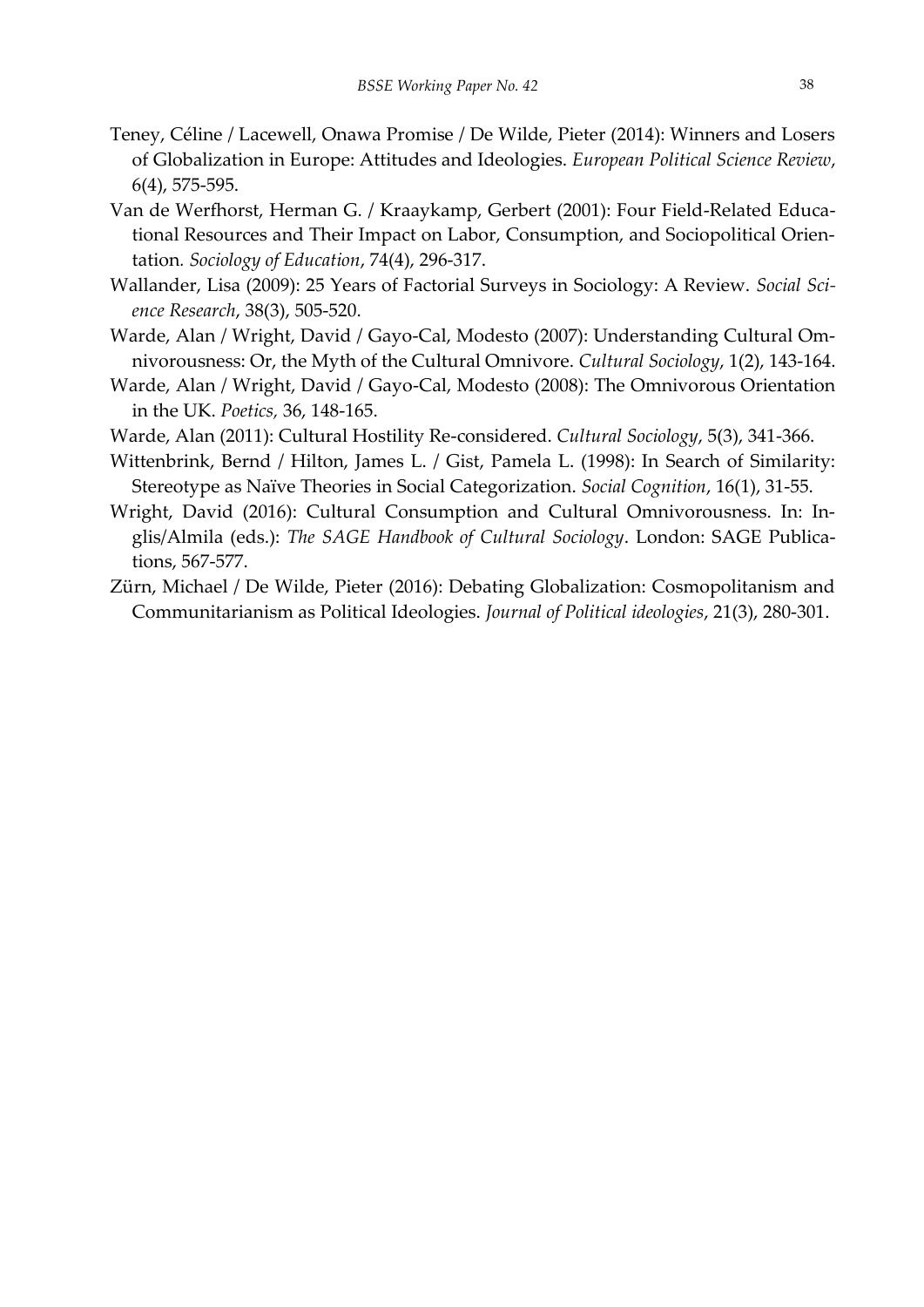Teney, Céline / Lacewell, Onawa Promise / De Wilde, Pieter (2014): Winners and Losers of Globalization in Europe: Attitudes and Ideologies. *European Political Science Review*, 6(4), 575-595.

Van de Werfhorst, Herman G. / Kraaykamp, Gerbert (2001): Four Field-Related Educational Resources and Their Impact on Labor, Consumption, and Sociopolitical Orientation. *Sociology of Education*, 74(4), 296-317.

Wallander, Lisa (2009): 25 Years of Factorial Surveys in Sociology: A Review. *Social Science Research*, 38(3), 505-520.

Warde, Alan / Wright, David / Gayo-Cal, Modesto (2007): Understanding Cultural Omnivorousness: Or, the Myth of the Cultural Omnivore. *Cultural Sociology*, 1(2), 143-164.

Warde, Alan / Wright, David / Gayo-Cal, Modesto (2008): The Omnivorous Orientation in the UK. *Poetics,* 36, 148-165.

Warde, Alan (2011): Cultural Hostility Re-considered. *Cultural Sociology*, 5(3), 341-366.

Wittenbrink, Bernd / Hilton, James L. / Gist, Pamela L. (1998): In Search of Similarity: Stereotype as Naïve Theories in Social Categorization. *Social Cognition*, 16(1), 31-55.

Wright, David (2016): Cultural Consumption and Cultural Omnivorousness. In: Inglis/Almila (eds.): *The SAGE Handbook of Cultural Sociology*. London: SAGE Publications, 567-577.

Zürn, Michael / De Wilde, Pieter (2016): Debating Globalization: Cosmopolitanism and Communitarianism as Political Ideologies. *Journal of Political ideologies*, 21(3), 280-301.